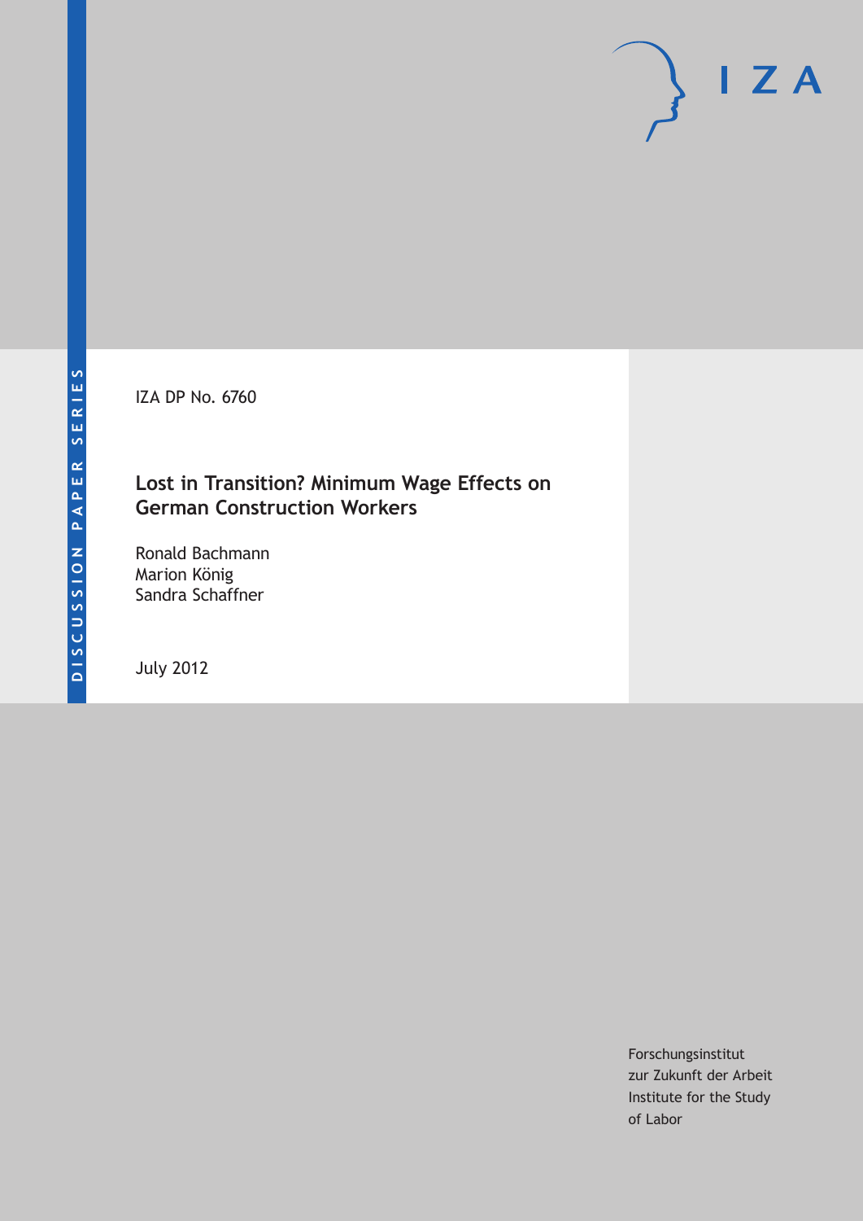DISCUSSION PAPER SERIES

IZA DP No. 6760

# Lost in Transition? Minimum Wage Effects on German Construction Workers

Ronald Bachmann
Marion König
Sandra Schaffner

July 2012

Forschungsinstitut
zur Zukunft der Arbeit
Institute for the Study
of Labor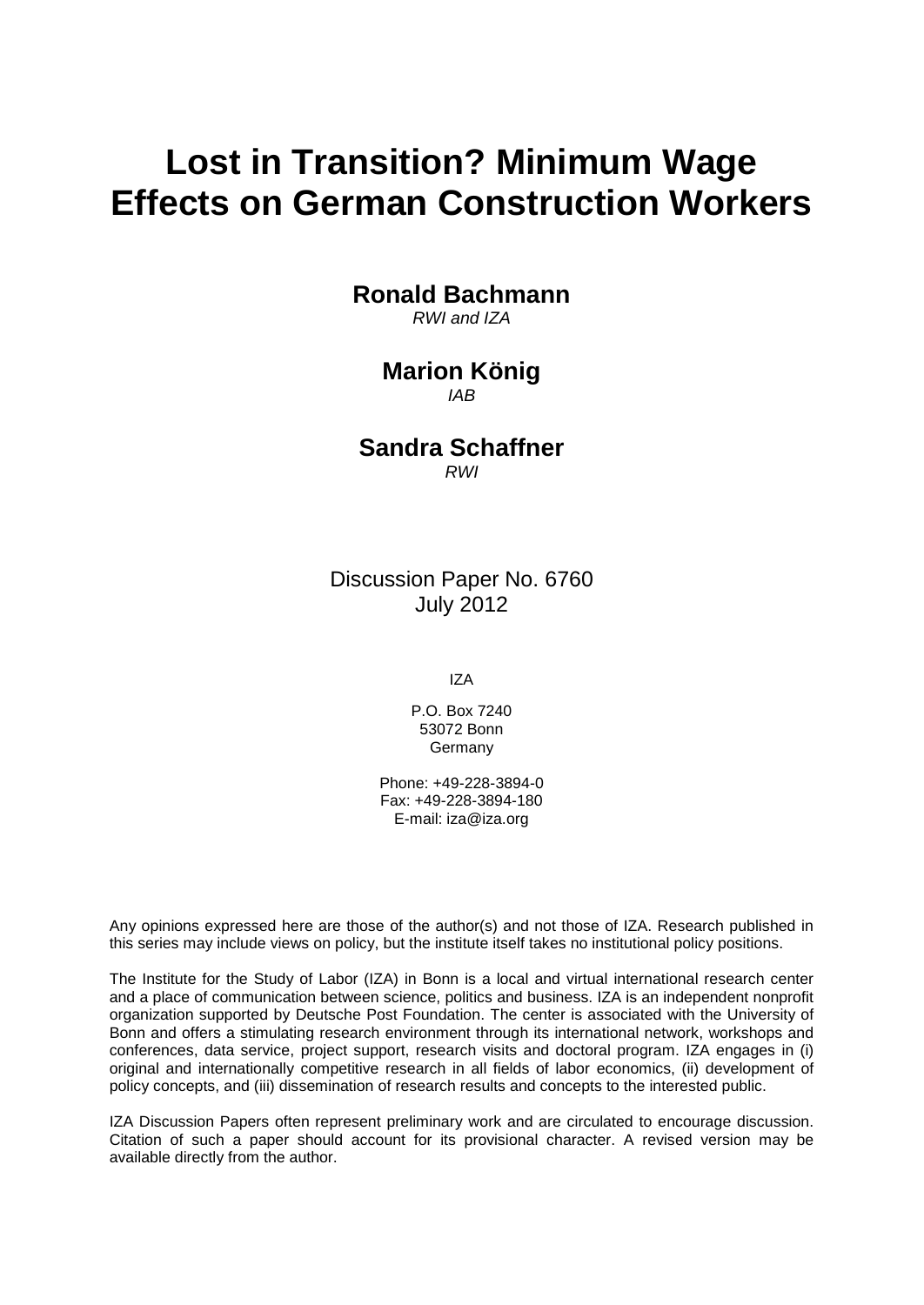# Lost in Transition? Minimum Wage Effects on German Construction Workers

**Ronald Bachmann**
*RWI and IZA*

**Marion König**
*IAB*

**Sandra Schaffner**
*RWI*

Discussion Paper No. 6760
July 2012

IZA

P.O. Box 7240
53072 Bonn
Germany

Phone: +49-228-3894-0
Fax: +49-228-3894-180
E-mail: iza@iza.org

Any opinions expressed here are those of the author(s) and not those of IZA. Research published in this series may include views on policy, but the institute itself takes no institutional policy positions.

The Institute for the Study of Labor (IZA) in Bonn is a local and virtual international research center and a place of communication between science, politics and business. IZA is an independent nonprofit organization supported by Deutsche Post Foundation. The center is associated with the University of Bonn and offers a stimulating research environment through its international network, workshops and conferences, data service, project support, research visits and doctoral program. IZA engages in (i) original and internationally competitive research in all fields of labor economics, (ii) development of policy concepts, and (iii) dissemination of research results and concepts to the interested public.

IZA Discussion Papers often represent preliminary work and are circulated to encourage discussion. Citation of such a paper should account for its provisional character. A revised version may be available directly from the author.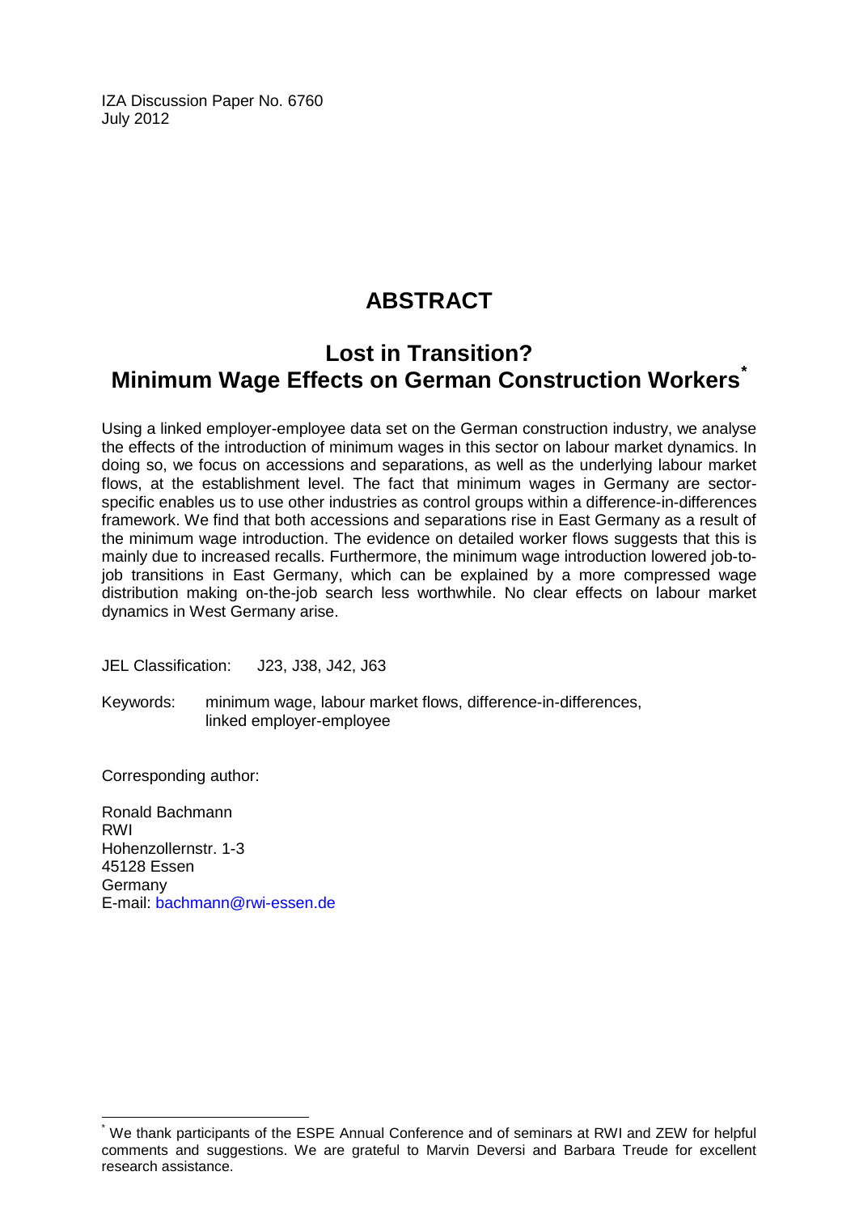IZA Discussion Paper No. 6760
July 2012

# ABSTRACT

## Lost in Transition? Minimum Wage Effects on German Construction Workers[*]

Using a linked employer-employee data set on the German construction industry, we analyse the effects of the introduction of minimum wages in this sector on labour market dynamics. In doing so, we focus on accessions and separations, as well as the underlying labour market flows, at the establishment level. The fact that minimum wages in Germany are sector-specific enables us to use other industries as control groups within a difference-in-differences framework. We find that both accessions and separations rise in East Germany as a result of the minimum wage introduction. The evidence on detailed worker flows suggests that this is mainly due to increased recalls. Furthermore, the minimum wage introduction lowered job-to-job transitions in East Germany, which can be explained by a more compressed wage distribution making on-the-job search less worthwhile. No clear effects on labour market dynamics in West Germany arise.

JEL Classification: J23, J38, J42, J63

Keywords: minimum wage, labour market flows, difference-in-differences, linked employer-employee

Corresponding author:

Ronald Bachmann
RWI
Hohenzollernstr. 1-3
45128 Essen
Germany
E-mail: bachmann@rwi-essen.de

[*] We thank participants of the ESPE Annual Conference and of seminars at RWI and ZEW for helpful comments and suggestions. We are grateful to Marvin Deversi and Barbara Treude for excellent research assistance.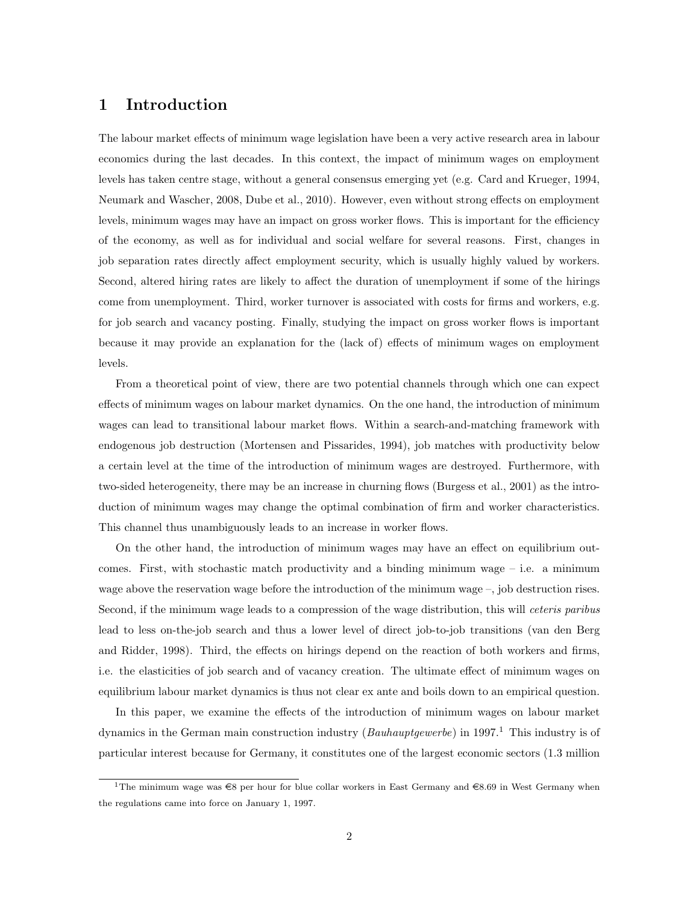# 1 Introduction

The labour market effects of minimum wage legislation have been a very active research area in labour economics during the last decades. In this context, the impact of minimum wages on employment levels has taken centre stage, without a general consensus emerging yet (e.g. Card and Krueger, 1994, Neumark and Wascher, 2008, Dube et al., 2010). However, even without strong effects on employment levels, minimum wages may have an impact on gross worker flows. This is important for the efficiency of the economy, as well as for individual and social welfare for several reasons. First, changes in job separation rates directly affect employment security, which is usually highly valued by workers. Second, altered hiring rates are likely to affect the duration of unemployment if some of the hirings come from unemployment. Third, worker turnover is associated with costs for firms and workers, e.g. for job search and vacancy posting. Finally, studying the impact on gross worker flows is important because it may provide an explanation for the (lack of) effects of minimum wages on employment levels.

From a theoretical point of view, there are two potential channels through which one can expect effects of minimum wages on labour market dynamics. On the one hand, the introduction of minimum wages can lead to transitional labour market flows. Within a search-and-matching framework with endogenous job destruction (Mortensen and Pissarides, 1994), job matches with productivity below a certain level at the time of the introduction of minimum wages are destroyed. Furthermore, with two-sided heterogeneity, there may be an increase in churning flows (Burgess et al., 2001) as the introduction of minimum wages may change the optimal combination of firm and worker characteristics. This channel thus unambiguously leads to an increase in worker flows.

On the other hand, the introduction of minimum wages may have an effect on equilibrium outcomes. First, with stochastic match productivity and a binding minimum wage – i.e. a minimum wage above the reservation wage before the introduction of the minimum wage –, job destruction rises. Second, if the minimum wage leads to a compression of the wage distribution, this will *ceteris paribus* lead to less on-the-job search and thus a lower level of direct job-to-job transitions (van den Berg and Ridder, 1998). Third, the effects on hirings depend on the reaction of both workers and firms, i.e. the elasticities of job search and of vacancy creation. The ultimate effect of minimum wages on equilibrium labour market dynamics is thus not clear ex ante and boils down to an empirical question.

In this paper, we examine the effects of the introduction of minimum wages on labour market dynamics in the German main construction industry (*Bauhauptgewerbe*) in 1997.[1] This industry is of particular interest because for Germany, it constitutes one of the largest economic sectors (1.3 million

[1] The minimum wage was €8 per hour for blue collar workers in East Germany and €8.69 in West Germany when the regulations came into force on January 1, 1997.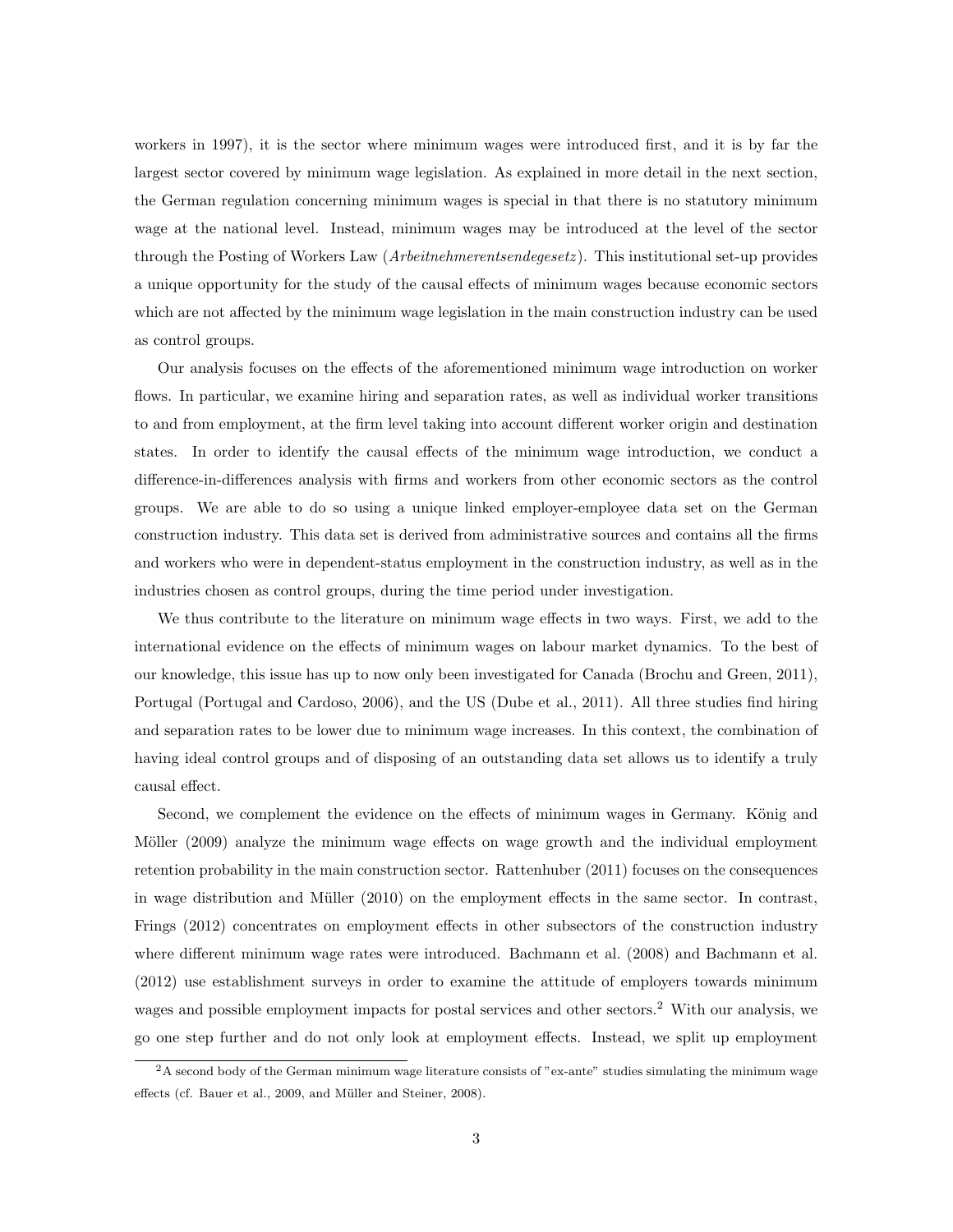workers in 1997), it is the sector where minimum wages were introduced first, and it is by far the largest sector covered by minimum wage legislation. As explained in more detail in the next section, the German regulation concerning minimum wages is special in that there is no statutory minimum wage at the national level. Instead, minimum wages may be introduced at the level of the sector through the Posting of Workers Law (*Arbeitnehmerentsendegesetz*). This institutional set-up provides a unique opportunity for the study of the causal effects of minimum wages because economic sectors which are not affected by the minimum wage legislation in the main construction industry can be used as control groups.

Our analysis focuses on the effects of the aforementioned minimum wage introduction on worker flows. In particular, we examine hiring and separation rates, as well as individual worker transitions to and from employment, at the firm level taking into account different worker origin and destination states. In order to identify the causal effects of the minimum wage introduction, we conduct a difference-in-differences analysis with firms and workers from other economic sectors as the control groups. We are able to do so using a unique linked employer-employee data set on the German construction industry. This data set is derived from administrative sources and contains all the firms and workers who were in dependent-status employment in the construction industry, as well as in the industries chosen as control groups, during the time period under investigation.

We thus contribute to the literature on minimum wage effects in two ways. First, we add to the international evidence on the effects of minimum wages on labour market dynamics. To the best of our knowledge, this issue has up to now only been investigated for Canada (Brochu and Green, 2011), Portugal (Portugal and Cardoso, 2006), and the US (Dube et al., 2011). All three studies find hiring and separation rates to be lower due to minimum wage increases. In this context, the combination of having ideal control groups and of disposing of an outstanding data set allows us to identify a truly causal effect.

Second, we complement the evidence on the effects of minimum wages in Germany. König and Möller (2009) analyze the minimum wage effects on wage growth and the individual employment retention probability in the main construction sector. Rattenhuber (2011) focuses on the consequences in wage distribution and Müller (2010) on the employment effects in the same sector. In contrast, Frings (2012) concentrates on employment effects in other subsectors of the construction industry where different minimum wage rates were introduced. Bachmann et al. (2008) and Bachmann et al. (2012) use establishment surveys in order to examine the attitude of employers towards minimum wages and possible employment impacts for postal services and other sectors.[2] With our analysis, we go one step further and do not only look at employment effects. Instead, we split up employment

[2] A second body of the German minimum wage literature consists of "ex-ante" studies simulating the minimum wage effects (cf. Bauer et al., 2009, and Müller and Steiner, 2008).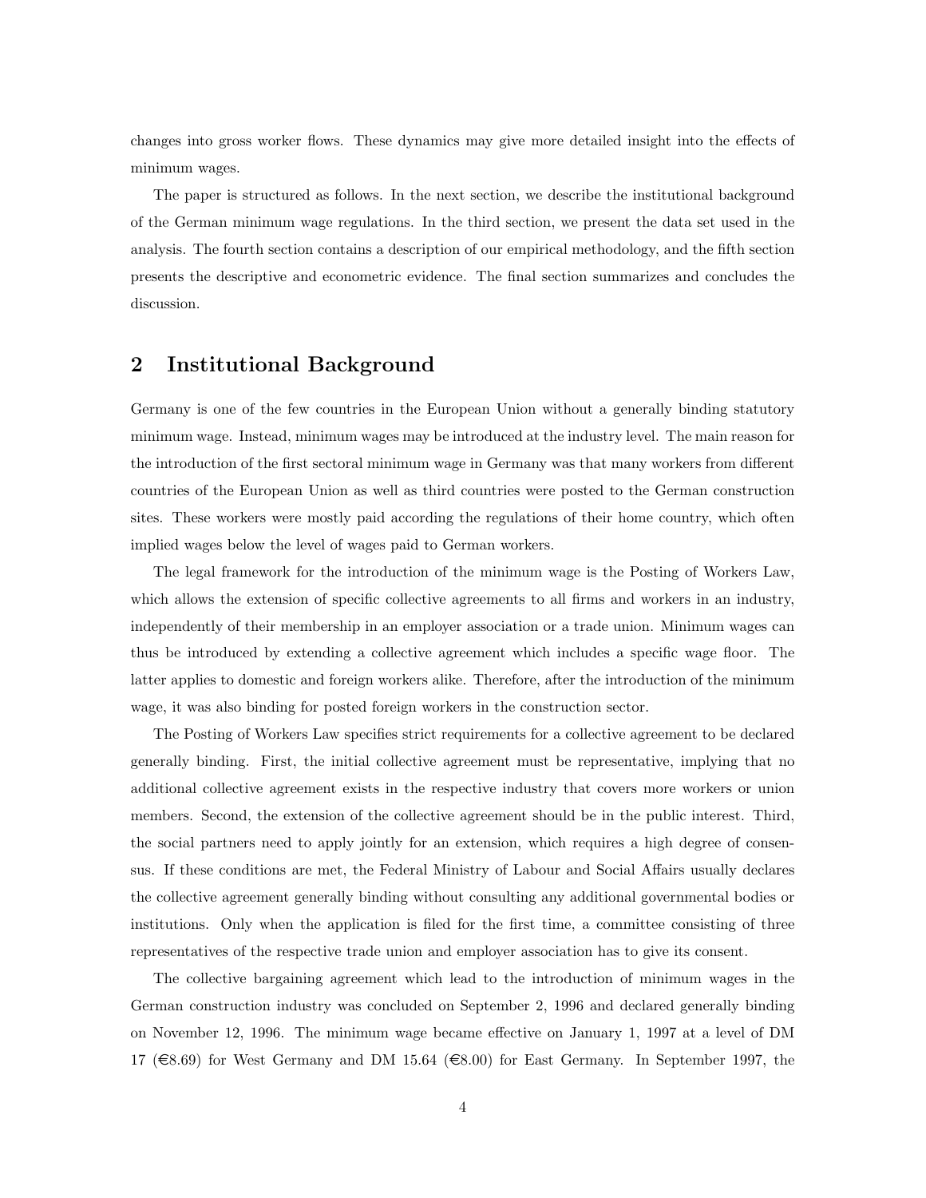changes into gross worker flows. These dynamics may give more detailed insight into the effects of minimum wages.

The paper is structured as follows. In the next section, we describe the institutional background of the German minimum wage regulations. In the third section, we present the data set used in the analysis. The fourth section contains a description of our empirical methodology, and the fifth section presents the descriptive and econometric evidence. The final section summarizes and concludes the discussion.

## 2 Institutional Background

Germany is one of the few countries in the European Union without a generally binding statutory minimum wage. Instead, minimum wages may be introduced at the industry level. The main reason for the introduction of the first sectoral minimum wage in Germany was that many workers from different countries of the European Union as well as third countries were posted to the German construction sites. These workers were mostly paid according the regulations of their home country, which often implied wages below the level of wages paid to German workers.

The legal framework for the introduction of the minimum wage is the Posting of Workers Law, which allows the extension of specific collective agreements to all firms and workers in an industry, independently of their membership in an employer association or a trade union. Minimum wages can thus be introduced by extending a collective agreement which includes a specific wage floor. The latter applies to domestic and foreign workers alike. Therefore, after the introduction of the minimum wage, it was also binding for posted foreign workers in the construction sector.

The Posting of Workers Law specifies strict requirements for a collective agreement to be declared generally binding. First, the initial collective agreement must be representative, implying that no additional collective agreement exists in the respective industry that covers more workers or union members. Second, the extension of the collective agreement should be in the public interest. Third, the social partners need to apply jointly for an extension, which requires a high degree of consensus. If these conditions are met, the Federal Ministry of Labour and Social Affairs usually declares the collective agreement generally binding without consulting any additional governmental bodies or institutions. Only when the application is filed for the first time, a committee consisting of three representatives of the respective trade union and employer association has to give its consent.

The collective bargaining agreement which lead to the introduction of minimum wages in the German construction industry was concluded on September 2, 1996 and declared generally binding on November 12, 1996. The minimum wage became effective on January 1, 1997 at a level of DM 17 (€8.69) for West Germany and DM 15.64 (€8.00) for East Germany. In September 1997, the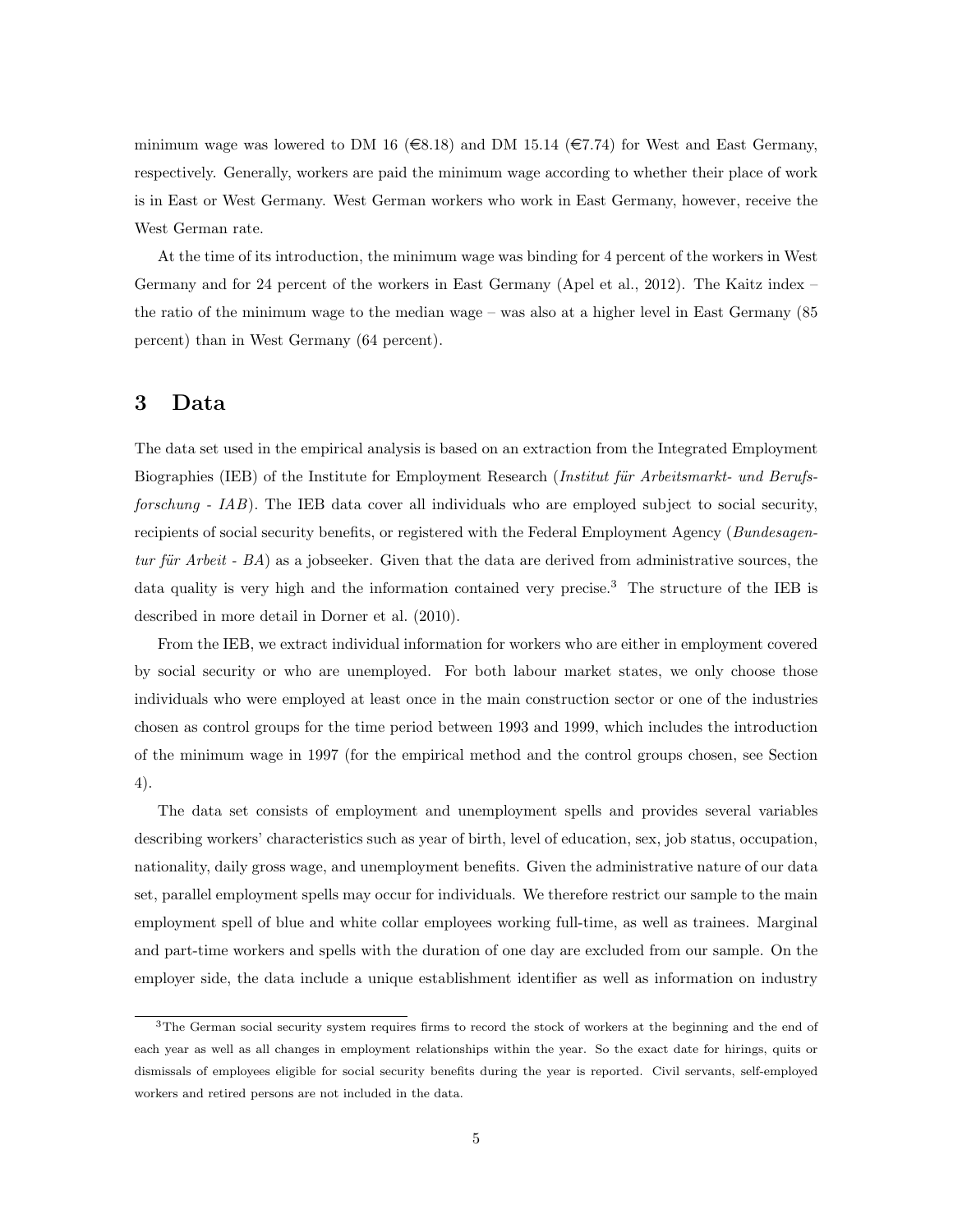minimum wage was lowered to DM 16 (€8.18) and DM 15.14 (€7.74) for West and East Germany, respectively. Generally, workers are paid the minimum wage according to whether their place of work is in East or West Germany. West German workers who work in East Germany, however, receive the West German rate.

At the time of its introduction, the minimum wage was binding for 4 percent of the workers in West Germany and for 24 percent of the workers in East Germany (Apel et al., 2012). The Kaitz index – the ratio of the minimum wage to the median wage – was also at a higher level in East Germany (85 percent) than in West Germany (64 percent).

## 3 Data

The data set used in the empirical analysis is based on an extraction from the Integrated Employment Biographies (IEB) of the Institute for Employment Research (*Institut für Arbeitsmarkt- und Berufsforschung - IAB*). The IEB data cover all individuals who are employed subject to social security, recipients of social security benefits, or registered with the Federal Employment Agency (*Bundesagentur für Arbeit - BA*) as a jobseeker. Given that the data are derived from administrative sources, the data quality is very high and the information contained very precise.[3] The structure of the IEB is described in more detail in Dorner et al. (2010).

From the IEB, we extract individual information for workers who are either in employment covered by social security or who are unemployed. For both labour market states, we only choose those individuals who were employed at least once in the main construction sector or one of the industries chosen as control groups for the time period between 1993 and 1999, which includes the introduction of the minimum wage in 1997 (for the empirical method and the control groups chosen, see Section 4).

The data set consists of employment and unemployment spells and provides several variables describing workers' characteristics such as year of birth, level of education, sex, job status, occupation, nationality, daily gross wage, and unemployment benefits. Given the administrative nature of our data set, parallel employment spells may occur for individuals. We therefore restrict our sample to the main employment spell of blue and white collar employees working full-time, as well as trainees. Marginal and part-time workers and spells with the duration of one day are excluded from our sample. On the employer side, the data include a unique establishment identifier as well as information on industry

[3] The German social security system requires firms to record the stock of workers at the beginning and the end of each year as well as all changes in employment relationships within the year. So the exact date for hirings, quits or dismissals of employees eligible for social security benefits during the year is reported. Civil servants, self-employed workers and retired persons are not included in the data.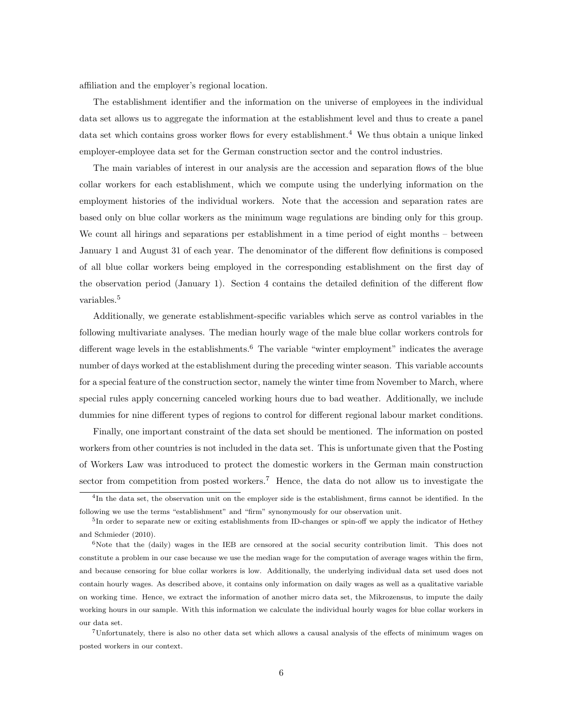affiliation and the employer's regional location.

The establishment identifier and the information on the universe of employees in the individual data set allows us to aggregate the information at the establishment level and thus to create a panel data set which contains gross worker flows for every establishment.[4] We thus obtain a unique linked employer-employee data set for the German construction sector and the control industries.

The main variables of interest in our analysis are the accession and separation flows of the blue collar workers for each establishment, which we compute using the underlying information on the employment histories of the individual workers. Note that the accession and separation rates are based only on blue collar workers as the minimum wage regulations are binding only for this group. We count all hirings and separations per establishment in a time period of eight months – between January 1 and August 31 of each year. The denominator of the different flow definitions is composed of all blue collar workers being employed in the corresponding establishment on the first day of the observation period (January 1). Section 4 contains the detailed definition of the different flow variables.[5]

Additionally, we generate establishment-specific variables which serve as control variables in the following multivariate analyses. The median hourly wage of the male blue collar workers controls for different wage levels in the establishments.[6] The variable "winter employment" indicates the average number of days worked at the establishment during the preceding winter season. This variable accounts for a special feature of the construction sector, namely the winter time from November to March, where special rules apply concerning canceled working hours due to bad weather. Additionally, we include dummies for nine different types of regions to control for different regional labour market conditions.

Finally, one important constraint of the data set should be mentioned. The information on posted workers from other countries is not included in the data set. This is unfortunate given that the Posting of Workers Law was introduced to protect the domestic workers in the German main construction sector from competition from posted workers.[7] Hence, the data do not allow us to investigate the

---

[4] In the data set, the observation unit on the employer side is the establishment, firms cannot be identified. In the following we use the terms "establishment" and "firm" synonymously for our observation unit.

[5] In order to separate new or exiting establishments from ID-changes or spin-off we apply the indicator of Hethey and Schmieder (2010).

[6] Note that the (daily) wages in the IEB are censored at the social security contribution limit. This does not constitute a problem in our case because we use the median wage for the computation of average wages within the firm, and because censoring for blue collar workers is low. Additionally, the underlying individual data set used does not contain hourly wages. As described above, it contains only information on daily wages as well as a qualitative variable on working time. Hence, we extract the information of another micro data set, the Mikrozensus, to impute the daily working hours in our sample. With this information we calculate the individual hourly wages for blue collar workers in our data set.

[7] Unfortunately, there is also no other data set which allows a causal analysis of the effects of minimum wages on posted workers in our context.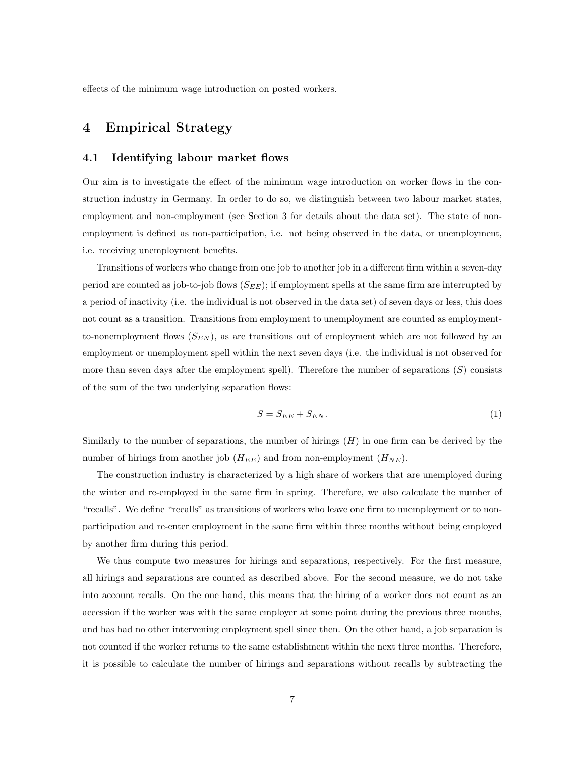effects of the minimum wage introduction on posted workers.

# 4 Empirical Strategy

## 4.1 Identifying labour market flows

Our aim is to investigate the effect of the minimum wage introduction on worker flows in the construction industry in Germany. In order to do so, we distinguish between two labour market states, employment and non-employment (see Section 3 for details about the data set). The state of non-employment is defined as non-participation, i.e. not being observed in the data, or unemployment, i.e. receiving unemployment benefits.

Transitions of workers who change from one job to another job in a different firm within a seven-day period are counted as job-to-job flows ($S_{EE}$); if employment spells at the same firm are interrupted by a period of inactivity (i.e. the individual is not observed in the data set) of seven days or less, this does not count as a transition. Transitions from employment to unemployment are counted as employment-to-nonemployment flows ($S_{EN}$), as are transitions out of employment which are not followed by an employment or unemployment spell within the next seven days (i.e. the individual is not observed for more than seven days after the employment spell). Therefore the number of separations ($S$) consists of the sum of the two underlying separation flows:

$$S = S_{EE} + S_{EN}. \tag{1}$$

Similarly to the number of separations, the number of hirings ($H$) in one firm can be derived by the number of hirings from another job ($H_{EE}$) and from non-employment ($H_{NE}$).

The construction industry is characterized by a high share of workers that are unemployed during the winter and re-employed in the same firm in spring. Therefore, we also calculate the number of "recalls". We define "recalls" as transitions of workers who leave one firm to unemployment or to non-participation and re-enter employment in the same firm within three months without being employed by another firm during this period.

We thus compute two measures for hirings and separations, respectively. For the first measure, all hirings and separations are counted as described above. For the second measure, we do not take into account recalls. On the one hand, this means that the hiring of a worker does not count as an accession if the worker was with the same employer at some point during the previous three months, and has had no other intervening employment spell since then. On the other hand, a job separation is not counted if the worker returns to the same establishment within the next three months. Therefore, it is possible to calculate the number of hirings and separations without recalls by subtracting the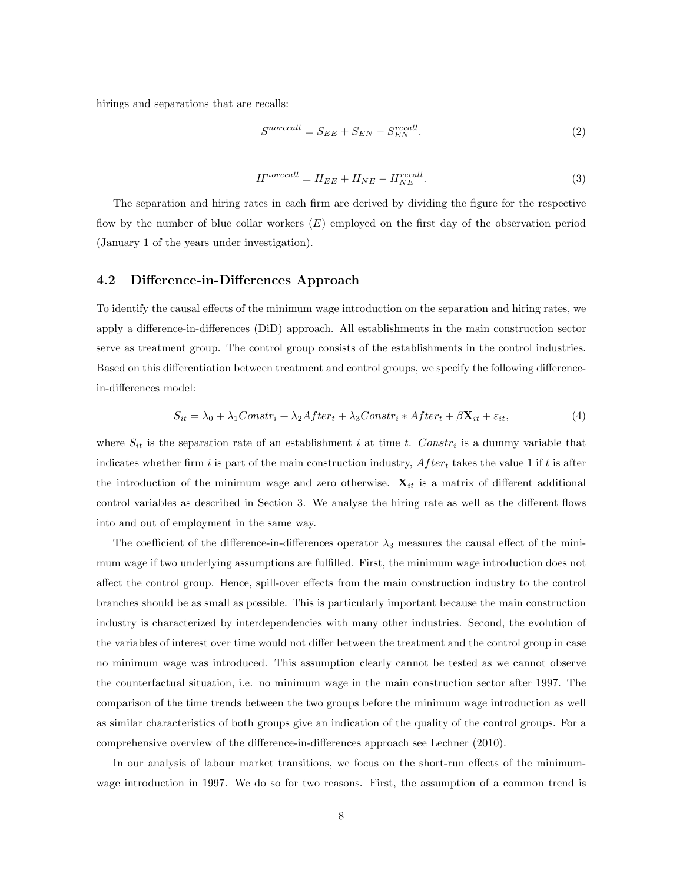hirings and separations that are recalls:

$$S^{norecall} = S_{EE} + S_{EN} - S_{EN}^{recall}. \tag{2}$$

$$H^{norecall} = H_{EE} + H_{NE} - H_{NE}^{recall}. \tag{3}$$

The separation and hiring rates in each firm are derived by dividing the figure for the respective flow by the number of blue collar workers ($E$) employed on the first day of the observation period (January 1 of the years under investigation).

### 4.2 Difference-in-Differences Approach

To identify the causal effects of the minimum wage introduction on the separation and hiring rates, we apply a difference-in-differences (DiD) approach. All establishments in the main construction sector serve as treatment group. The control group consists of the establishments in the control industries. Based on this differentiation between treatment and control groups, we specify the following difference-in-differences model:

$$S_{it} = \lambda_0 + \lambda_1 Constr_i + \lambda_2 After_t + \lambda_3 Constr_i * After_t + \beta \mathbf{X}_{it} + \varepsilon_{it}, \tag{4}$$

where $S_{it}$ is the separation rate of an establishment $i$ at time $t$. $Constr_i$ is a dummy variable that indicates whether firm $i$ is part of the main construction industry, $After_t$ takes the value 1 if $t$ is after the introduction of the minimum wage and zero otherwise. $\mathbf{X}_{it}$ is a matrix of different additional control variables as described in Section 3. We analyse the hiring rate as well as the different flows into and out of employment in the same way.

The coefficient of the difference-in-differences operator $\lambda_3$ measures the causal effect of the minimum wage if two underlying assumptions are fulfilled. First, the minimum wage introduction does not affect the control group. Hence, spill-over effects from the main construction industry to the control branches should be as small as possible. This is particularly important because the main construction industry is characterized by interdependencies with many other industries. Second, the evolution of the variables of interest over time would not differ between the treatment and the control group in case no minimum wage was introduced. This assumption clearly cannot be tested as we cannot observe the counterfactual situation, i.e. no minimum wage in the main construction sector after 1997. The comparison of the time trends between the two groups before the minimum wage introduction as well as similar characteristics of both groups give an indication of the quality of the control groups. For a comprehensive overview of the difference-in-differences approach see Lechner (2010).

In our analysis of labour market transitions, we focus on the short-run effects of the minimum-wage introduction in 1997. We do so for two reasons. First, the assumption of a common trend is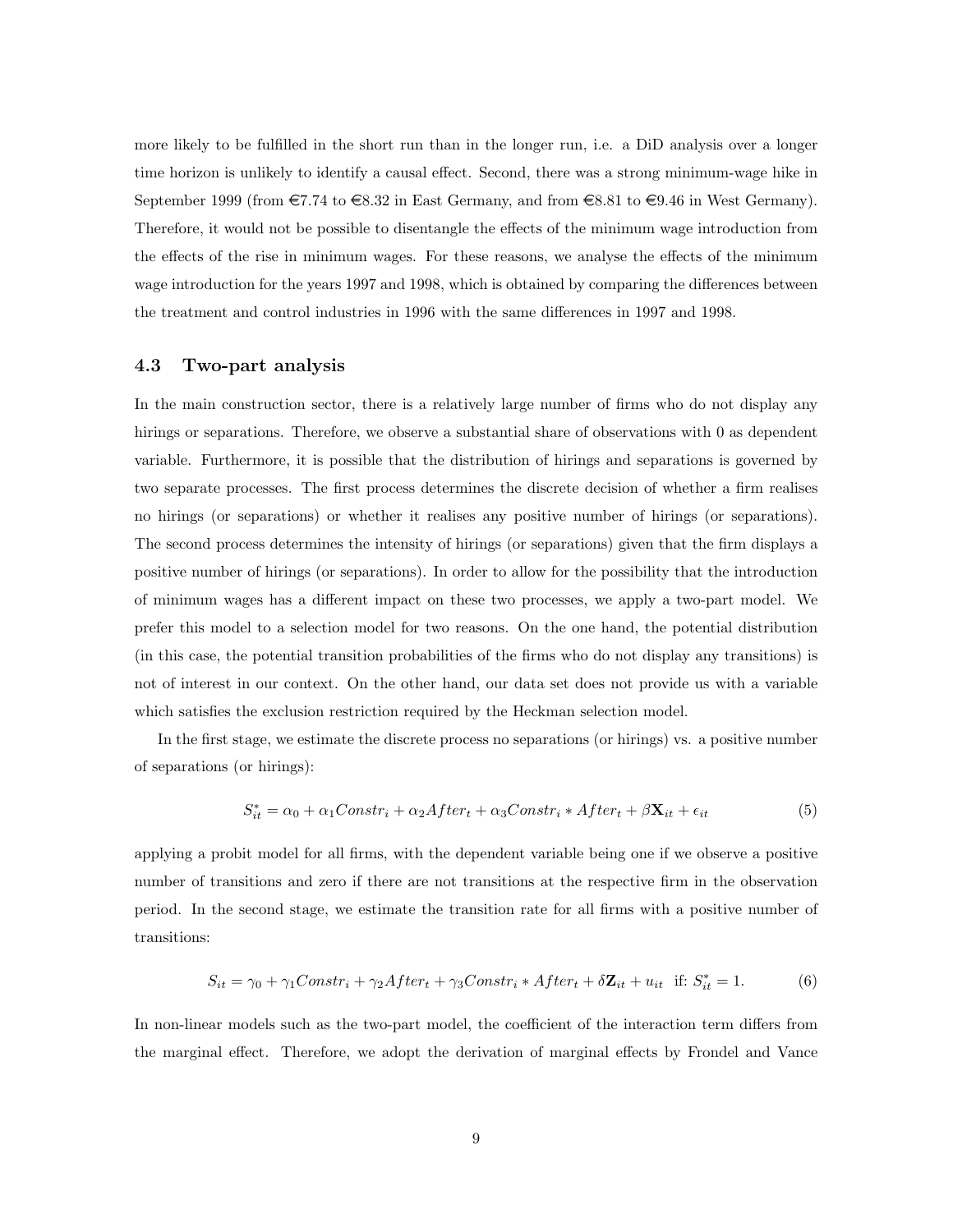more likely to be fulfilled in the short run than in the longer run, i.e. a DiD analysis over a longer time horizon is unlikely to identify a causal effect. Second, there was a strong minimum-wage hike in September 1999 (from €7.74 to €8.32 in East Germany, and from €8.81 to €9.46 in West Germany). Therefore, it would not be possible to disentangle the effects of the minimum wage introduction from the effects of the rise in minimum wages. For these reasons, we analyse the effects of the minimum wage introduction for the years 1997 and 1998, which is obtained by comparing the differences between the treatment and control industries in 1996 with the same differences in 1997 and 1998.

### 4.3 Two-part analysis

In the main construction sector, there is a relatively large number of firms who do not display any hirings or separations. Therefore, we observe a substantial share of observations with 0 as dependent variable. Furthermore, it is possible that the distribution of hirings and separations is governed by two separate processes. The first process determines the discrete decision of whether a firm realises no hirings (or separations) or whether it realises any positive number of hirings (or separations). The second process determines the intensity of hirings (or separations) given that the firm displays a positive number of hirings (or separations). In order to allow for the possibility that the introduction of minimum wages has a different impact on these two processes, we apply a two-part model. We prefer this model to a selection model for two reasons. On the one hand, the potential distribution (in this case, the potential transition probabilities of the firms who do not display any transitions) is not of interest in our context. On the other hand, our data set does not provide us with a variable which satisfies the exclusion restriction required by the Heckman selection model.

In the first stage, we estimate the discrete process no separations (or hirings) vs. a positive number of separations (or hirings):

$$S_{it}^{*} = \alpha_0 + \alpha_1 Constr_i + \alpha_2 After_t + \alpha_3 Constr_i * After_t + \beta \mathbf{X}_{it} + \epsilon_{it} \tag{5}$$

applying a probit model for all firms, with the dependent variable being one if we observe a positive number of transitions and zero if there are not transitions at the respective firm in the observation period. In the second stage, we estimate the transition rate for all firms with a positive number of transitions:

$$S_{it} = \gamma_0 + \gamma_1 Constr_i + \gamma_2 After_t + \gamma_3 Constr_i * After_t + \delta \mathbf{Z}_{it} + u_{it} \;\; \text{if: } S_{it}^{*} = 1. \tag{6}$$

In non-linear models such as the two-part model, the coefficient of the interaction term differs from the marginal effect. Therefore, we adopt the derivation of marginal effects by Frondel and Vance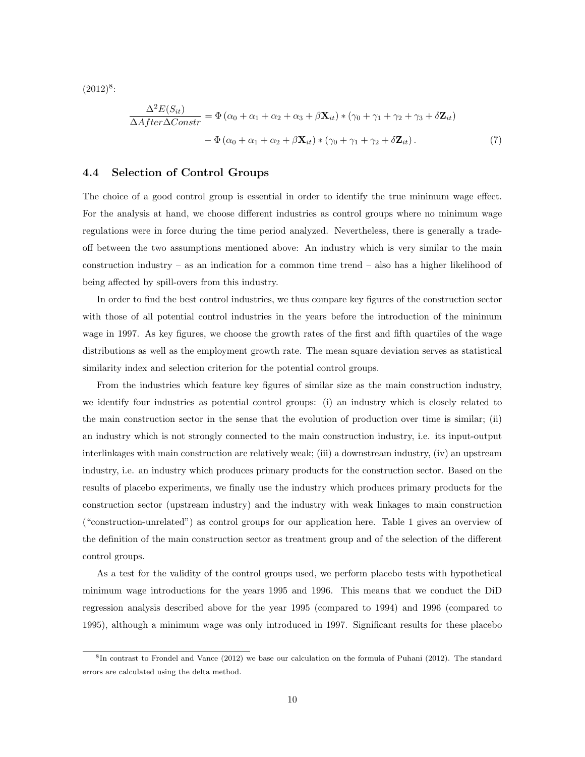(2012)[8]:

$$\frac{\Delta^2 E(S_{it})}{\Delta After \Delta Constr} = \Phi\left(\alpha_0 + \alpha_1 + \alpha_2 + \alpha_3 + \beta \mathbf{X}_{it}\right) * \left(\gamma_0 + \gamma_1 + \gamma_2 + \gamma_3 + \delta \mathbf{Z}_{it}\right) - \Phi\left(\alpha_0 + \alpha_1 + \alpha_2 + \beta \mathbf{X}_{it}\right) * \left(\gamma_0 + \gamma_1 + \gamma_2 + \delta \mathbf{Z}_{it}\right). \tag{7}$$

### 4.4 Selection of Control Groups

The choice of a good control group is essential in order to identify the true minimum wage effect. For the analysis at hand, we choose different industries as control groups where no minimum wage regulations were in force during the time period analyzed. Nevertheless, there is generally a trade-off between the two assumptions mentioned above: An industry which is very similar to the main construction industry – as an indication for a common time trend – also has a higher likelihood of being affected by spill-overs from this industry.

In order to find the best control industries, we thus compare key figures of the construction sector with those of all potential control industries in the years before the introduction of the minimum wage in 1997. As key figures, we choose the growth rates of the first and fifth quartiles of the wage distributions as well as the employment growth rate. The mean square deviation serves as statistical similarity index and selection criterion for the potential control groups.

From the industries which feature key figures of similar size as the main construction industry, we identify four industries as potential control groups: (i) an industry which is closely related to the main construction sector in the sense that the evolution of production over time is similar; (ii) an industry which is not strongly connected to the main construction industry, i.e. its input-output interlinkages with main construction are relatively weak; (iii) a downstream industry, (iv) an upstream industry, i.e. an industry which produces primary products for the construction sector. Based on the results of placebo experiments, we finally use the industry which produces primary products for the construction sector (upstream industry) and the industry with weak linkages to main construction ("construction-unrelated") as control groups for our application here. Table 1 gives an overview of the definition of the main construction sector as treatment group and of the selection of the different control groups.

As a test for the validity of the control groups used, we perform placebo tests with hypothetical minimum wage introductions for the years 1995 and 1996. This means that we conduct the DiD regression analysis described above for the year 1995 (compared to 1994) and 1996 (compared to 1995), although a minimum wage was only introduced in 1997. Significant results for these placebo

[8] In contrast to Frondel and Vance (2012) we base our calculation on the formula of Puhani (2012). The standard errors are calculated using the delta method.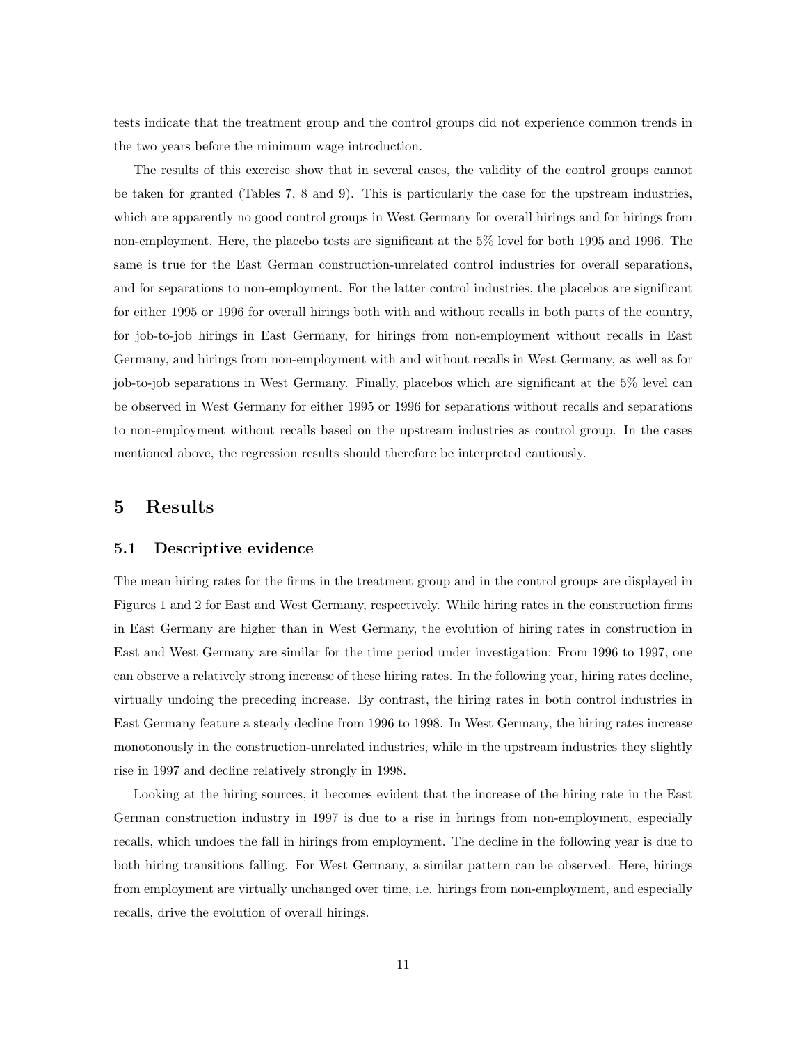tests indicate that the treatment group and the control groups did not experience common trends in the two years before the minimum wage introduction.

The results of this exercise show that in several cases, the validity of the control groups cannot be taken for granted (Tables 7, 8 and 9). This is particularly the case for the upstream industries, which are apparently no good control groups in West Germany for overall hirings and for hirings from non-employment. Here, the placebo tests are significant at the 5% level for both 1995 and 1996. The same is true for the East German construction-unrelated control industries for overall separations, and for separations to non-employment. For the latter control industries, the placebos are significant for either 1995 or 1996 for overall hirings both with and without recalls in both parts of the country, for job-to-job hirings in East Germany, for hirings from non-employment without recalls in East Germany, and hirings from non-employment with and without recalls in West Germany, as well as for job-to-job separations in West Germany. Finally, placebos which are significant at the 5% level can be observed in West Germany for either 1995 or 1996 for separations without recalls and separations to non-employment without recalls based on the upstream industries as control group. In the cases mentioned above, the regression results should therefore be interpreted cautiously.

# 5 Results

## 5.1 Descriptive evidence

The mean hiring rates for the firms in the treatment group and in the control groups are displayed in Figures 1 and 2 for East and West Germany, respectively. While hiring rates in the construction firms in East Germany are higher than in West Germany, the evolution of hiring rates in construction in East and West Germany are similar for the time period under investigation: From 1996 to 1997, one can observe a relatively strong increase of these hiring rates. In the following year, hiring rates decline, virtually undoing the preceding increase. By contrast, the hiring rates in both control industries in East Germany feature a steady decline from 1996 to 1998. In West Germany, the hiring rates increase monotonously in the construction-unrelated industries, while in the upstream industries they slightly rise in 1997 and decline relatively strongly in 1998.

Looking at the hiring sources, it becomes evident that the increase of the hiring rate in the East German construction industry in 1997 is due to a rise in hirings from non-employment, especially recalls, which undoes the fall in hirings from employment. The decline in the following year is due to both hiring transitions falling. For West Germany, a similar pattern can be observed. Here, hirings from employment are virtually unchanged over time, i.e. hirings from non-employment, and especially recalls, drive the evolution of overall hirings.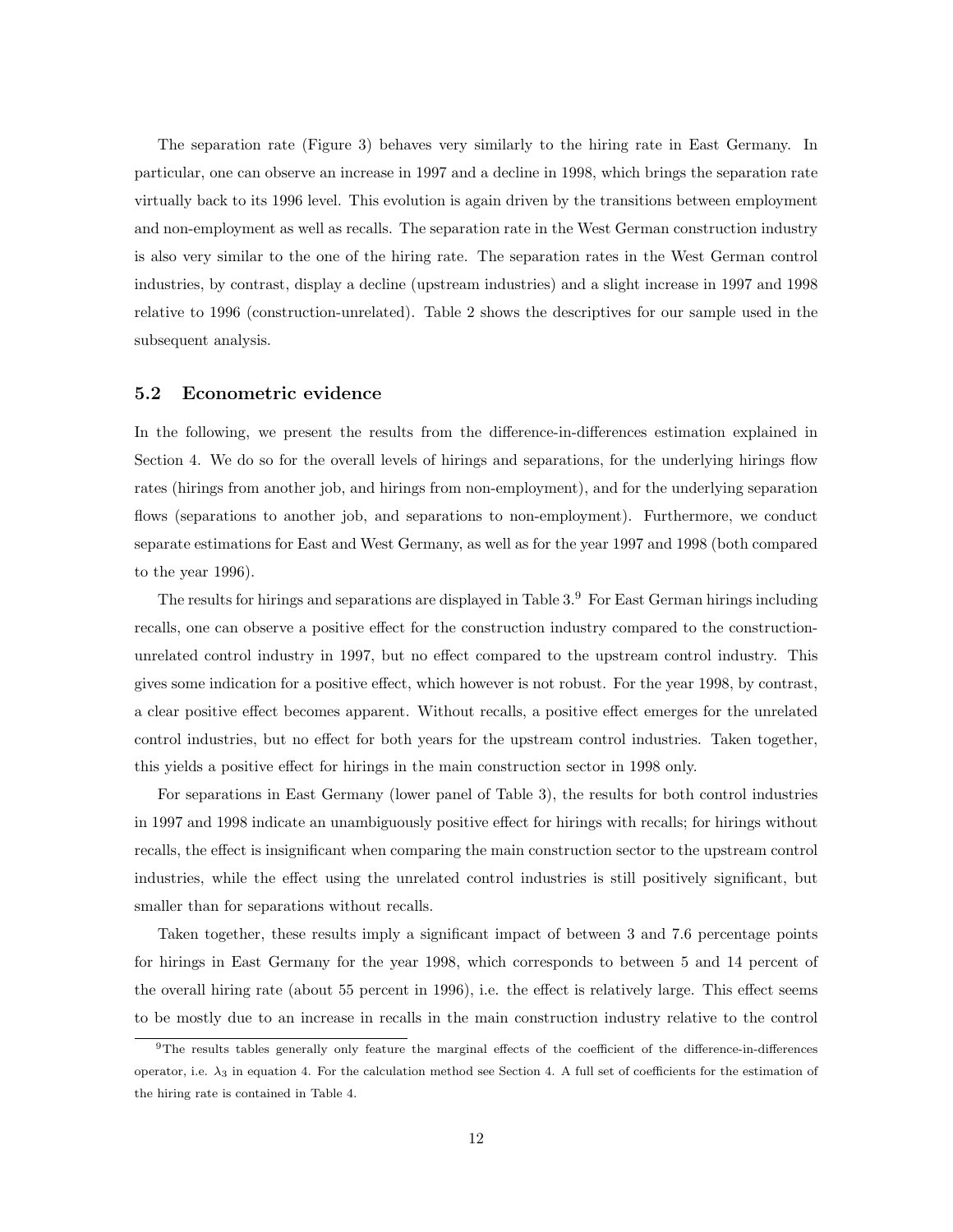The separation rate (Figure 3) behaves very similarly to the hiring rate in East Germany. In particular, one can observe an increase in 1997 and a decline in 1998, which brings the separation rate virtually back to its 1996 level. This evolution is again driven by the transitions between employment and non-employment as well as recalls. The separation rate in the West German construction industry is also very similar to the one of the hiring rate. The separation rates in the West German control industries, by contrast, display a decline (upstream industries) and a slight increase in 1997 and 1998 relative to 1996 (construction-unrelated). Table 2 shows the descriptives for our sample used in the subsequent analysis.

### 5.2 Econometric evidence

In the following, we present the results from the difference-in-differences estimation explained in Section 4. We do so for the overall levels of hirings and separations, for the underlying hirings flow rates (hirings from another job, and hirings from non-employment), and for the underlying separation flows (separations to another job, and separations to non-employment). Furthermore, we conduct separate estimations for East and West Germany, as well as for the year 1997 and 1998 (both compared to the year 1996).

The results for hirings and separations are displayed in Table 3.[9] For East German hirings including recalls, one can observe a positive effect for the construction industry compared to the construction-unrelated control industry in 1997, but no effect compared to the upstream control industry. This gives some indication for a positive effect, which however is not robust. For the year 1998, by contrast, a clear positive effect becomes apparent. Without recalls, a positive effect emerges for the unrelated control industries, but no effect for both years for the upstream control industries. Taken together, this yields a positive effect for hirings in the main construction sector in 1998 only.

For separations in East Germany (lower panel of Table 3), the results for both control industries in 1997 and 1998 indicate an unambiguously positive effect for hirings with recalls; for hirings without recalls, the effect is insignificant when comparing the main construction sector to the upstream control industries, while the effect using the unrelated control industries is still positively significant, but smaller than for separations without recalls.

Taken together, these results imply a significant impact of between 3 and 7.6 percentage points for hirings in East Germany for the year 1998, which corresponds to between 5 and 14 percent of the overall hiring rate (about 55 percent in 1996), i.e. the effect is relatively large. This effect seems to be mostly due to an increase in recalls in the main construction industry relative to the control

[9] The results tables generally only feature the marginal effects of the coefficient of the difference-in-differences operator, i.e. $\lambda_3$ in equation 4. For the calculation method see Section 4. A full set of coefficients for the estimation of the hiring rate is contained in Table 4.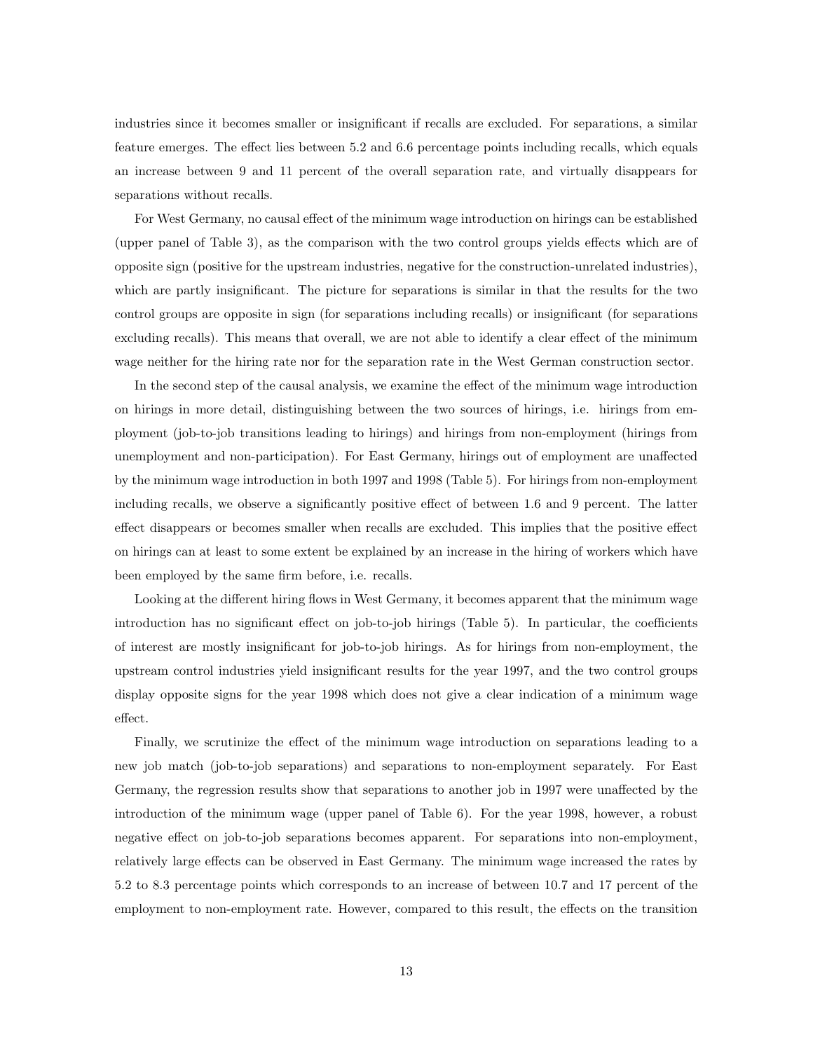industries since it becomes smaller or insignificant if recalls are excluded. For separations, a similar feature emerges. The effect lies between 5.2 and 6.6 percentage points including recalls, which equals an increase between 9 and 11 percent of the overall separation rate, and virtually disappears for separations without recalls.

For West Germany, no causal effect of the minimum wage introduction on hirings can be established (upper panel of Table 3), as the comparison with the two control groups yields effects which are of opposite sign (positive for the upstream industries, negative for the construction-unrelated industries), which are partly insignificant. The picture for separations is similar in that the results for the two control groups are opposite in sign (for separations including recalls) or insignificant (for separations excluding recalls). This means that overall, we are not able to identify a clear effect of the minimum wage neither for the hiring rate nor for the separation rate in the West German construction sector.

In the second step of the causal analysis, we examine the effect of the minimum wage introduction on hirings in more detail, distinguishing between the two sources of hirings, i.e. hirings from employment (job-to-job transitions leading to hirings) and hirings from non-employment (hirings from unemployment and non-participation). For East Germany, hirings out of employment are unaffected by the minimum wage introduction in both 1997 and 1998 (Table 5). For hirings from non-employment including recalls, we observe a significantly positive effect of between 1.6 and 9 percent. The latter effect disappears or becomes smaller when recalls are excluded. This implies that the positive effect on hirings can at least to some extent be explained by an increase in the hiring of workers which have been employed by the same firm before, i.e. recalls.

Looking at the different hiring flows in West Germany, it becomes apparent that the minimum wage introduction has no significant effect on job-to-job hirings (Table 5). In particular, the coefficients of interest are mostly insignificant for job-to-job hirings. As for hirings from non-employment, the upstream control industries yield insignificant results for the year 1997, and the two control groups display opposite signs for the year 1998 which does not give a clear indication of a minimum wage effect.

Finally, we scrutinize the effect of the minimum wage introduction on separations leading to a new job match (job-to-job separations) and separations to non-employment separately. For East Germany, the regression results show that separations to another job in 1997 were unaffected by the introduction of the minimum wage (upper panel of Table 6). For the year 1998, however, a robust negative effect on job-to-job separations becomes apparent. For separations into non-employment, relatively large effects can be observed in East Germany. The minimum wage increased the rates by 5.2 to 8.3 percentage points which corresponds to an increase of between 10.7 and 17 percent of the employment to non-employment rate. However, compared to this result, the effects on the transition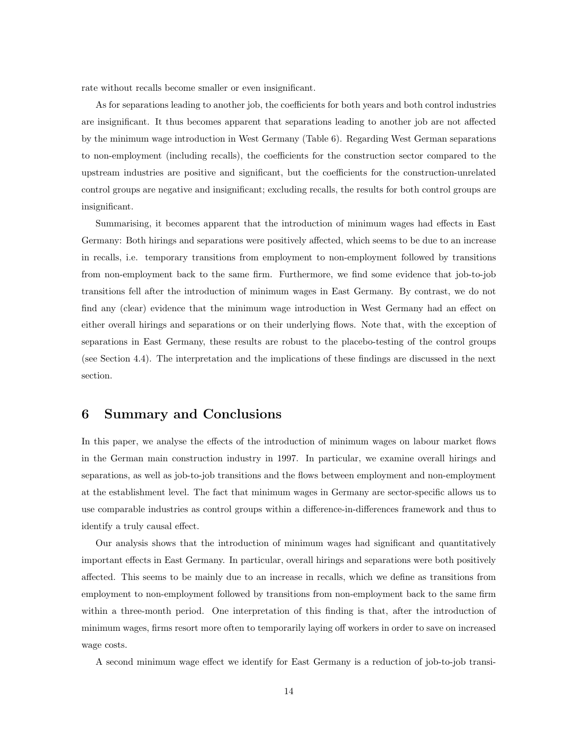rate without recalls become smaller or even insignificant.

As for separations leading to another job, the coefficients for both years and both control industries are insignificant. It thus becomes apparent that separations leading to another job are not affected by the minimum wage introduction in West Germany (Table 6). Regarding West German separations to non-employment (including recalls), the coefficients for the construction sector compared to the upstream industries are positive and significant, but the coefficients for the construction-unrelated control groups are negative and insignificant; excluding recalls, the results for both control groups are insignificant.

Summarising, it becomes apparent that the introduction of minimum wages had effects in East Germany: Both hirings and separations were positively affected, which seems to be due to an increase in recalls, i.e. temporary transitions from employment to non-employment followed by transitions from non-employment back to the same firm. Furthermore, we find some evidence that job-to-job transitions fell after the introduction of minimum wages in East Germany. By contrast, we do not find any (clear) evidence that the minimum wage introduction in West Germany had an effect on either overall hirings and separations or on their underlying flows. Note that, with the exception of separations in East Germany, these results are robust to the placebo-testing of the control groups (see Section 4.4). The interpretation and the implications of these findings are discussed in the next section.

# 6 Summary and Conclusions

In this paper, we analyse the effects of the introduction of minimum wages on labour market flows in the German main construction industry in 1997. In particular, we examine overall hirings and separations, as well as job-to-job transitions and the flows between employment and non-employment at the establishment level. The fact that minimum wages in Germany are sector-specific allows us to use comparable industries as control groups within a difference-in-differences framework and thus to identify a truly causal effect.

Our analysis shows that the introduction of minimum wages had significant and quantitatively important effects in East Germany. In particular, overall hirings and separations were both positively affected. This seems to be mainly due to an increase in recalls, which we define as transitions from employment to non-employment followed by transitions from non-employment back to the same firm within a three-month period. One interpretation of this finding is that, after the introduction of minimum wages, firms resort more often to temporarily laying off workers in order to save on increased wage costs.

A second minimum wage effect we identify for East Germany is a reduction of job-to-job transi-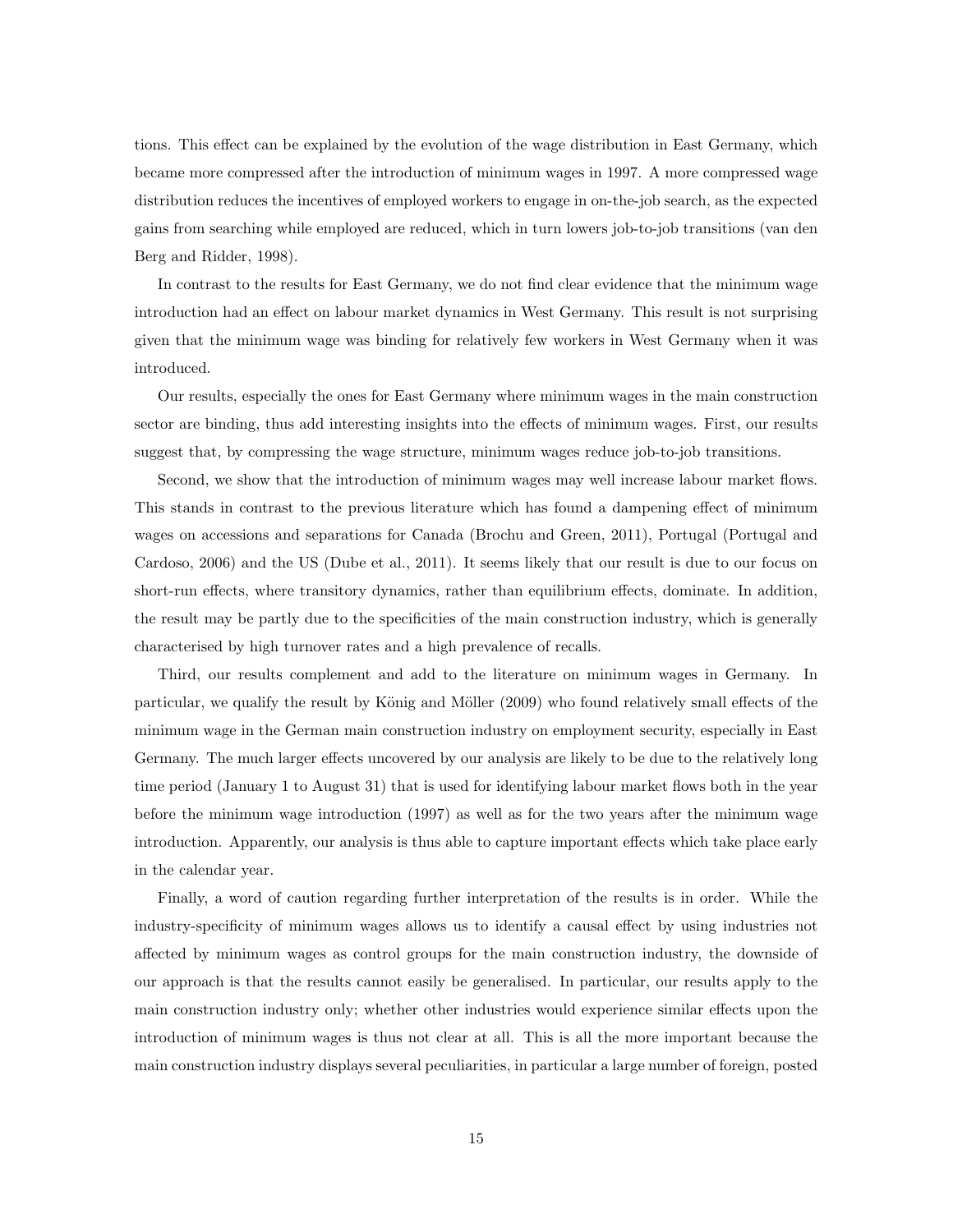tions. This effect can be explained by the evolution of the wage distribution in East Germany, which became more compressed after the introduction of minimum wages in 1997. A more compressed wage distribution reduces the incentives of employed workers to engage in on-the-job search, as the expected gains from searching while employed are reduced, which in turn lowers job-to-job transitions (van den Berg and Ridder, 1998).

In contrast to the results for East Germany, we do not find clear evidence that the minimum wage introduction had an effect on labour market dynamics in West Germany. This result is not surprising given that the minimum wage was binding for relatively few workers in West Germany when it was introduced.

Our results, especially the ones for East Germany where minimum wages in the main construction sector are binding, thus add interesting insights into the effects of minimum wages. First, our results suggest that, by compressing the wage structure, minimum wages reduce job-to-job transitions.

Second, we show that the introduction of minimum wages may well increase labour market flows. This stands in contrast to the previous literature which has found a dampening effect of minimum wages on accessions and separations for Canada (Brochu and Green, 2011), Portugal (Portugal and Cardoso, 2006) and the US (Dube et al., 2011). It seems likely that our result is due to our focus on short-run effects, where transitory dynamics, rather than equilibrium effects, dominate. In addition, the result may be partly due to the specificities of the main construction industry, which is generally characterised by high turnover rates and a high prevalence of recalls.

Third, our results complement and add to the literature on minimum wages in Germany. In particular, we qualify the result by König and Möller (2009) who found relatively small effects of the minimum wage in the German main construction industry on employment security, especially in East Germany. The much larger effects uncovered by our analysis are likely to be due to the relatively long time period (January 1 to August 31) that is used for identifying labour market flows both in the year before the minimum wage introduction (1997) as well as for the two years after the minimum wage introduction. Apparently, our analysis is thus able to capture important effects which take place early in the calendar year.

Finally, a word of caution regarding further interpretation of the results is in order. While the industry-specificity of minimum wages allows us to identify a causal effect by using industries not affected by minimum wages as control groups for the main construction industry, the downside of our approach is that the results cannot easily be generalised. In particular, our results apply to the main construction industry only; whether other industries would experience similar effects upon the introduction of minimum wages is thus not clear at all. This is all the more important because the main construction industry displays several peculiarities, in particular a large number of foreign, posted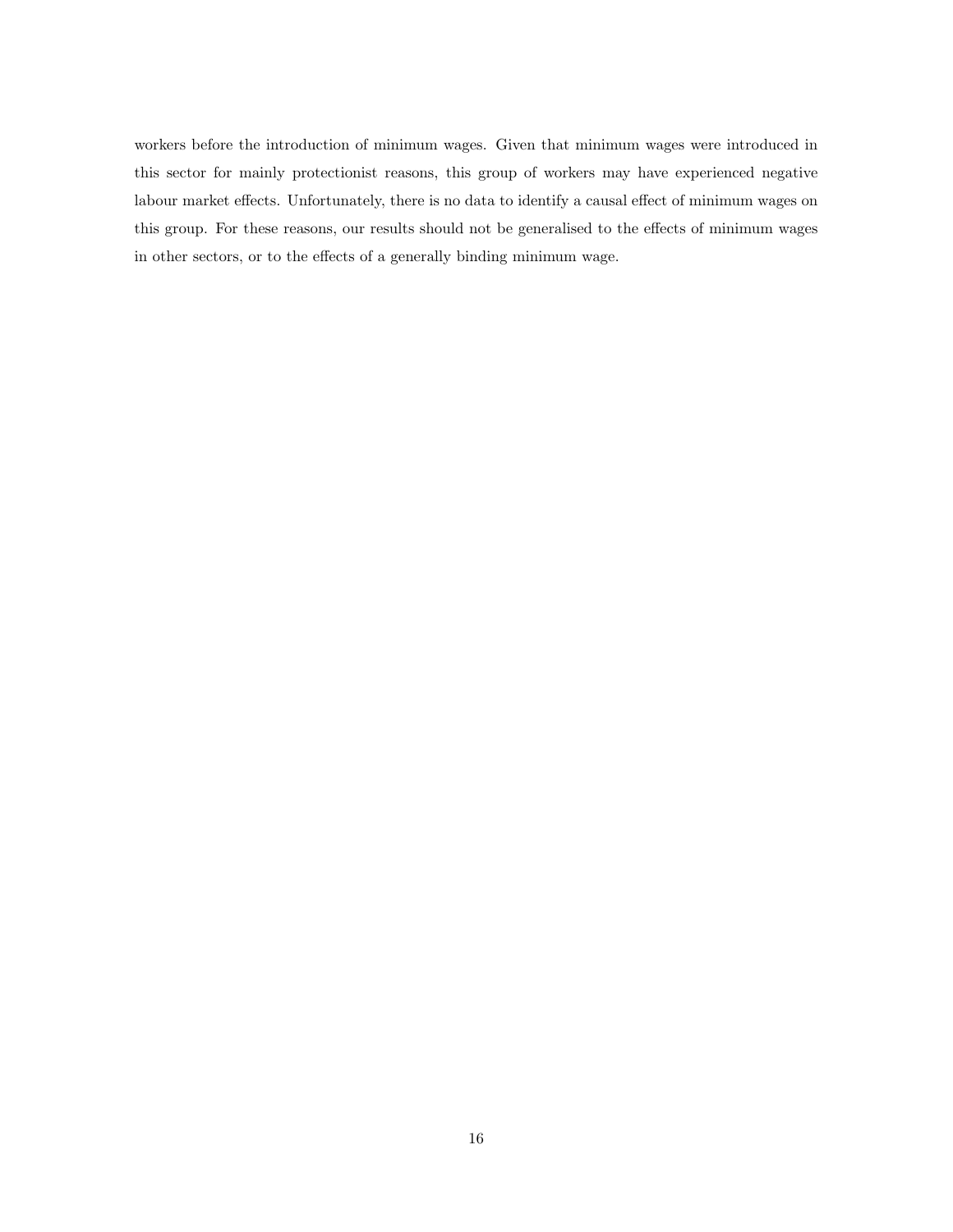workers before the introduction of minimum wages. Given that minimum wages were introduced in this sector for mainly protectionist reasons, this group of workers may have experienced negative labour market effects. Unfortunately, there is no data to identify a causal effect of minimum wages on this group. For these reasons, our results should not be generalised to the effects of minimum wages in other sectors, or to the effects of a generally binding minimum wage.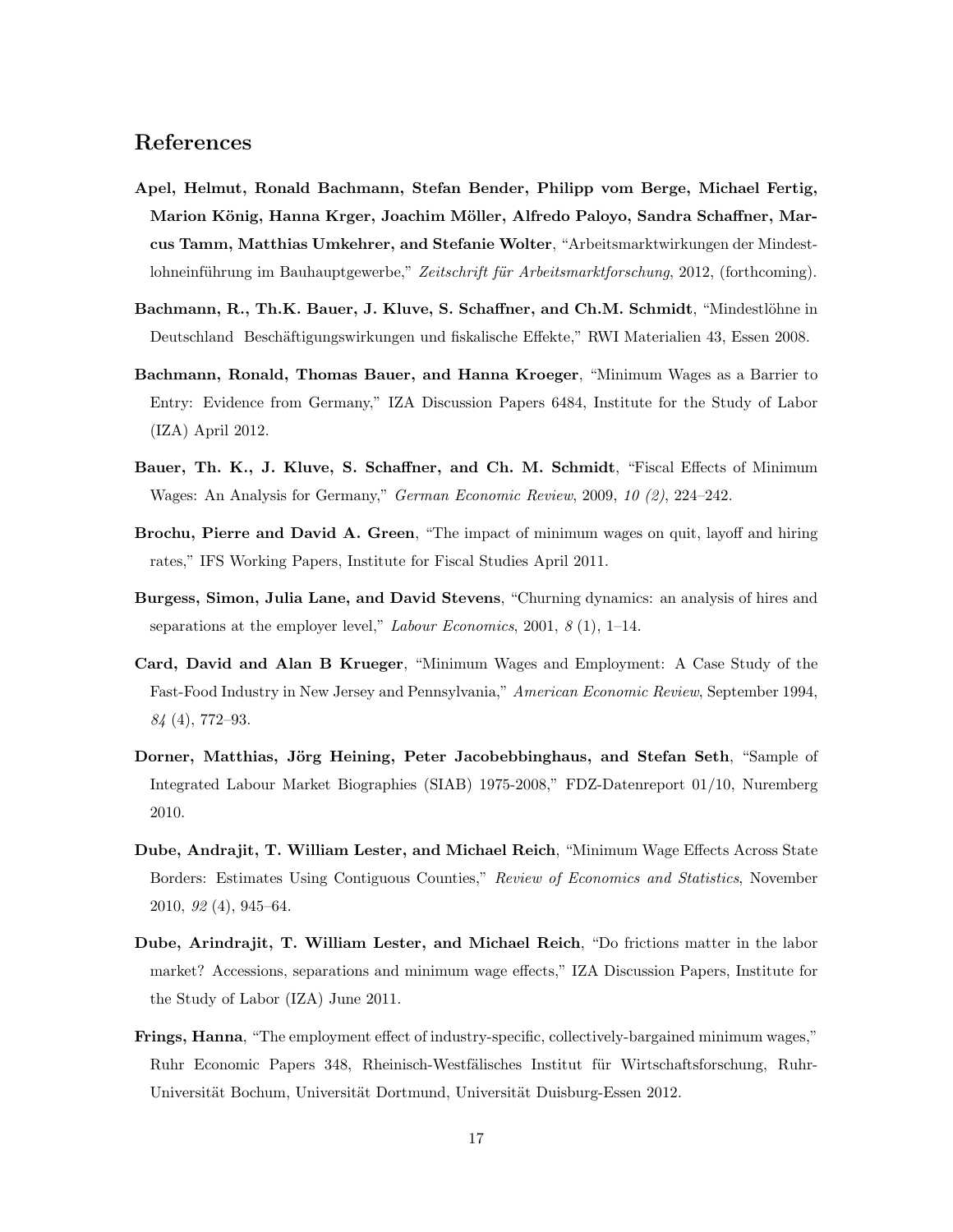## References

**Apel, Helmut, Ronald Bachmann, Stefan Bender, Philipp vom Berge, Michael Fertig, Marion König, Hanna Krger, Joachim Möller, Alfredo Paloyo, Sandra Schaffner, Marcus Tamm, Matthias Umkehrer, and Stefanie Wolter**, "Arbeitsmarktwirkungen der Mindestlohneinführung im Bauhauptgewerbe," *Zeitschrift für Arbeitsmarktforschung*, 2012, (forthcoming).

**Bachmann, R., Th.K. Bauer, J. Kluve, S. Schaffner, and Ch.M. Schmidt**, "Mindestlöhne in Deutschland Beschäftigungswirkungen und fiskalische Effekte," RWI Materialien 43, Essen 2008.

**Bachmann, Ronald, Thomas Bauer, and Hanna Kroeger**, "Minimum Wages as a Barrier to Entry: Evidence from Germany," IZA Discussion Papers 6484, Institute for the Study of Labor (IZA) April 2012.

**Bauer, Th. K., J. Kluve, S. Schaffner, and Ch. M. Schmidt**, "Fiscal Effects of Minimum Wages: An Analysis for Germany," *German Economic Review*, 2009, *10 (2)*, 224–242.

**Brochu, Pierre and David A. Green**, "The impact of minimum wages on quit, layoff and hiring rates," IFS Working Papers, Institute for Fiscal Studies April 2011.

**Burgess, Simon, Julia Lane, and David Stevens**, "Churning dynamics: an analysis of hires and separations at the employer level," *Labour Economics*, 2001, *8* (1), 1–14.

**Card, David and Alan B Krueger**, "Minimum Wages and Employment: A Case Study of the Fast-Food Industry in New Jersey and Pennsylvania," *American Economic Review*, September 1994, *84* (4), 772–93.

**Dorner, Matthias, Jörg Heining, Peter Jacobebbinghaus, and Stefan Seth**, "Sample of Integrated Labour Market Biographies (SIAB) 1975-2008," FDZ-Datenreport 01/10, Nuremberg 2010.

**Dube, Andrajit, T. William Lester, and Michael Reich**, "Minimum Wage Effects Across State Borders: Estimates Using Contiguous Counties," *Review of Economics and Statistics*, November 2010, *92* (4), 945–64.

**Dube, Arindrajit, T. William Lester, and Michael Reich**, "Do frictions matter in the labor market? Accessions, separations and minimum wage effects," IZA Discussion Papers, Institute for the Study of Labor (IZA) June 2011.

**Frings, Hanna**, "The employment effect of industry-specific, collectively-bargained minimum wages," Ruhr Economic Papers 348, Rheinisch-Westfälisches Institut für Wirtschaftsforschung, Ruhr-Universität Bochum, Universität Dortmund, Universität Duisburg-Essen 2012.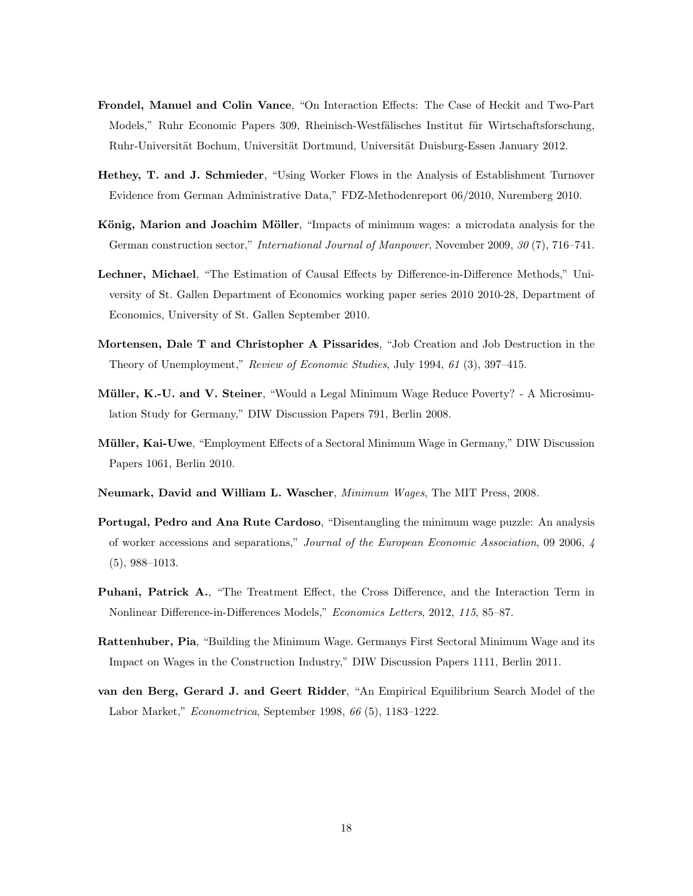**Frondel, Manuel and Colin Vance**, "On Interaction Effects: The Case of Heckit and Two-Part Models," Ruhr Economic Papers 309, Rheinisch-Westfälisches Institut für Wirtschaftsforschung, Ruhr-Universität Bochum, Universität Dortmund, Universität Duisburg-Essen January 2012.

**Hethey, T. and J. Schmieder**, "Using Worker Flows in the Analysis of Establishment Turnover Evidence from German Administrative Data," FDZ-Methodenreport 06/2010, Nuremberg 2010.

**König, Marion and Joachim Möller**, "Impacts of minimum wages: a microdata analysis for the German construction sector," *International Journal of Manpower*, November 2009, *30* (7), 716–741.

**Lechner, Michael**, "The Estimation of Causal Effects by Difference-in-Difference Methods," University of St. Gallen Department of Economics working paper series 2010 2010-28, Department of Economics, University of St. Gallen September 2010.

**Mortensen, Dale T and Christopher A Pissarides**, "Job Creation and Job Destruction in the Theory of Unemployment," *Review of Economic Studies*, July 1994, *61* (3), 397–415.

**Müller, K.-U. and V. Steiner**, "Would a Legal Minimum Wage Reduce Poverty? - A Microsimulation Study for Germany," DIW Discussion Papers 791, Berlin 2008.

**Müller, Kai-Uwe**, "Employment Effects of a Sectoral Minimum Wage in Germany," DIW Discussion Papers 1061, Berlin 2010.

**Neumark, David and William L. Wascher**, *Minimum Wages*, The MIT Press, 2008.

**Portugal, Pedro and Ana Rute Cardoso**, "Disentangling the minimum wage puzzle: An analysis of worker accessions and separations," *Journal of the European Economic Association*, 09 2006, *4* (5), 988–1013.

**Puhani, Patrick A.**, "The Treatment Effect, the Cross Difference, and the Interaction Term in Nonlinear Difference-in-Differences Models," *Economics Letters*, 2012, *115*, 85–87.

**Rattenhuber, Pia**, "Building the Minimum Wage. Germanys First Sectoral Minimum Wage and its Impact on Wages in the Construction Industry," DIW Discussion Papers 1111, Berlin 2011.

**van den Berg, Gerard J. and Geert Ridder**, "An Empirical Equilibrium Search Model of the Labor Market," *Econometrica*, September 1998, *66* (5), 1183–1222.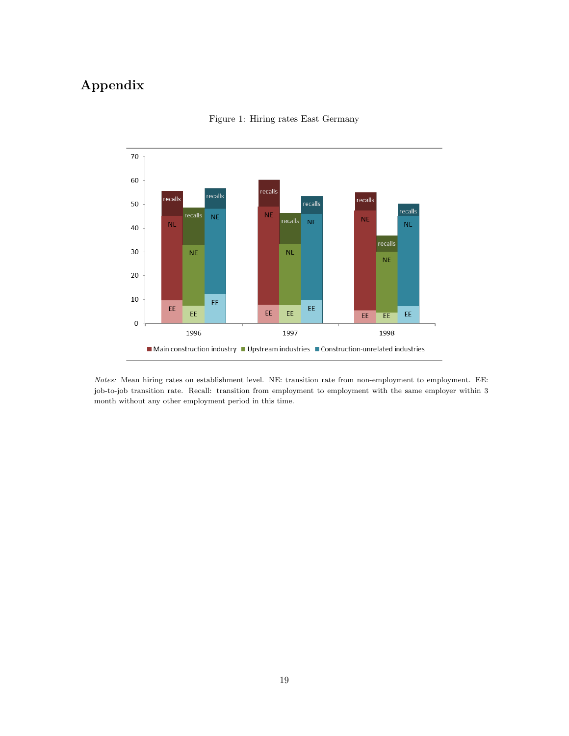# Appendix

Figure 1: Hiring rates East Germany

*Notes:* Mean hiring rates on establishment level. NE: transition rate from non-employment to employment. EE: job-to-job transition rate. Recall: transition from employment to employment with the same employer within 3 month without any other employment period in this time.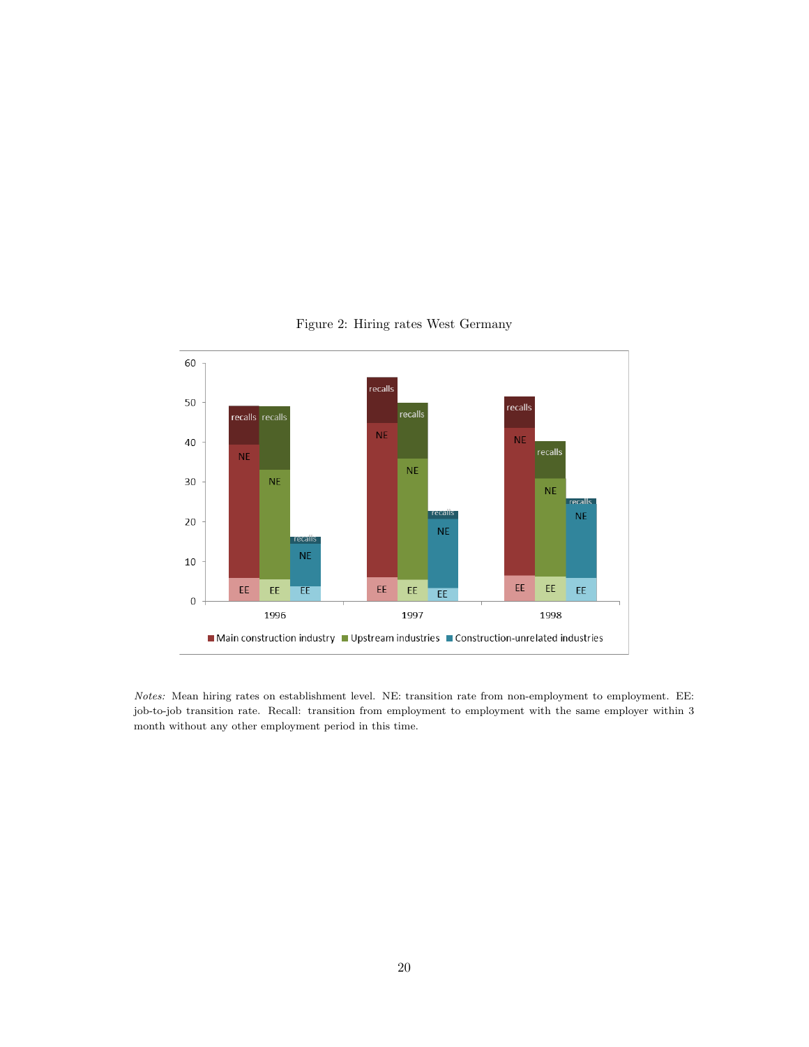Figure 2: Hiring rates West Germany

*Notes:* Mean hiring rates on establishment level. NE: transition rate from non-employment to employment. EE: job-to-job transition rate. Recall: transition from employment to employment with the same employer within 3 month without any other employment period in this time.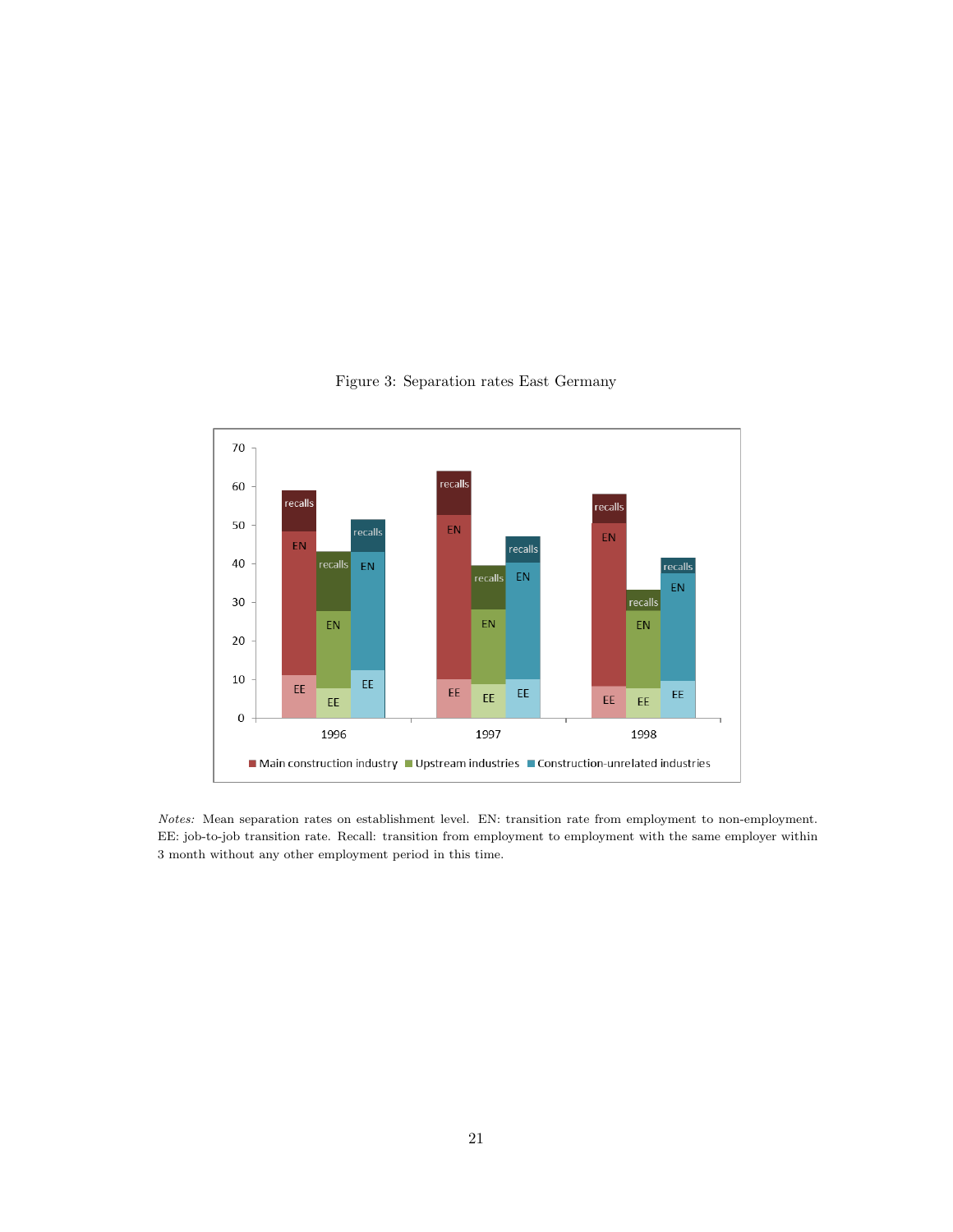Figure 3: Separation rates East Germany

*Notes:* Mean separation rates on establishment level. EN: transition rate from employment to non-employment. EE: job-to-job transition rate. Recall: transition from employment to employment with the same employer within 3 month without any other employment period in this time.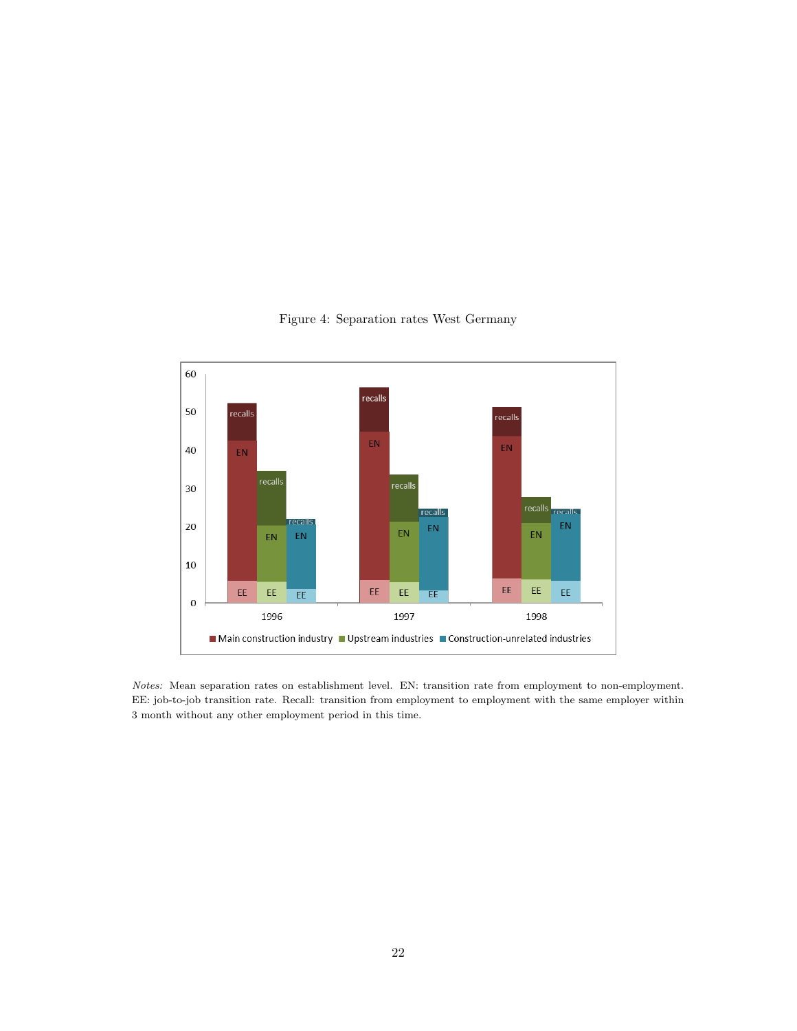Figure 4: Separation rates West Germany

*Notes:* Mean separation rates on establishment level. EN: transition rate from employment to non-employment. EE: job-to-job transition rate. Recall: transition from employment to employment with the same employer within 3 month without any other employment period in this time.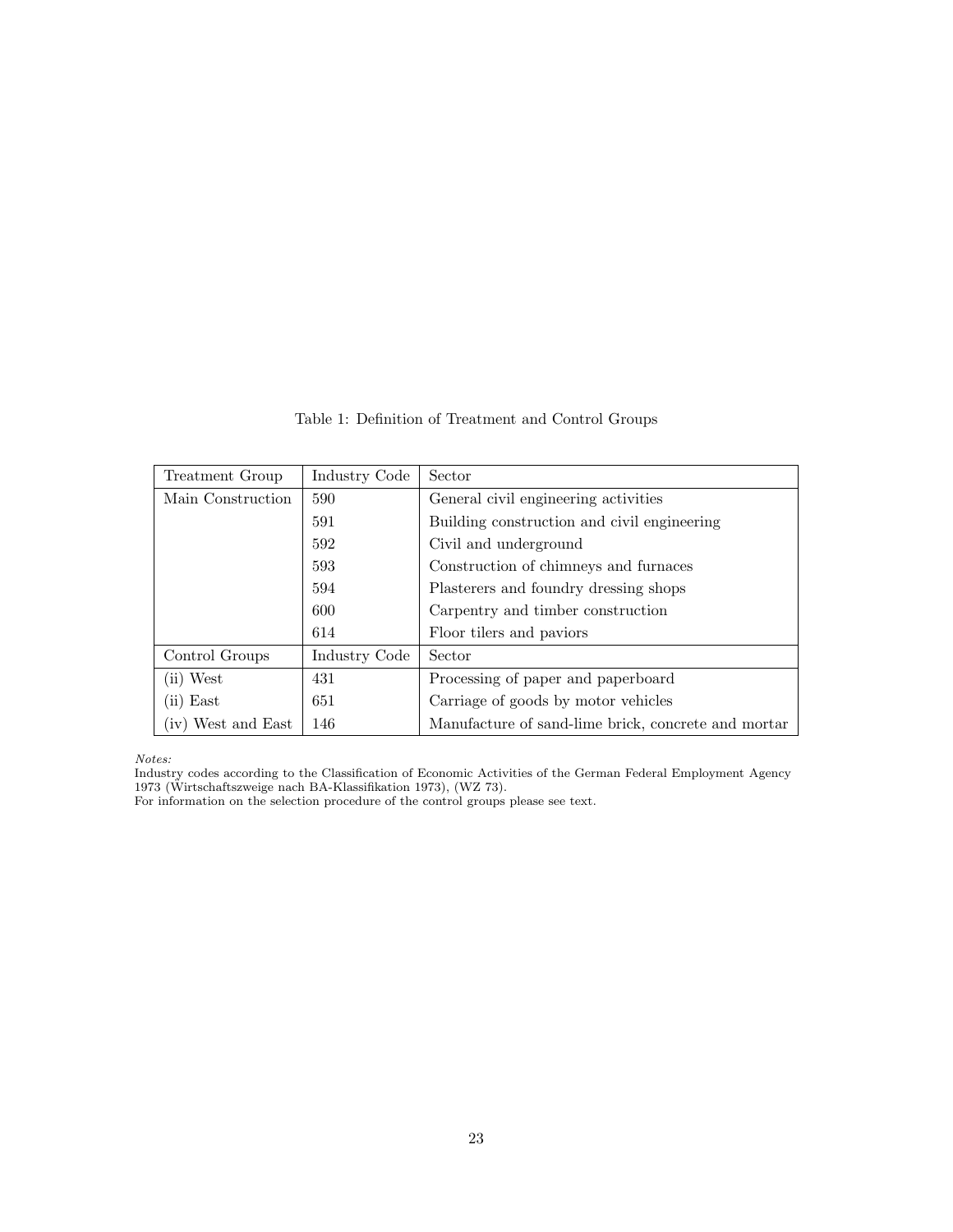Table 1: Definition of Treatment and Control Groups

| Treatment Group | Industry Code | Sector |
|---|---|---|
| Main Construction | 590 | General civil engineering activities |
| | 591 | Building construction and civil engineering |
| | 592 | Civil and underground |
| | 593 | Construction of chimneys and furnaces |
| | 594 | Plasterers and foundry dressing shops |
| | 600 | Carpentry and timber construction |
| | 614 | Floor tilers and paviors |
| Control Groups | Industry Code | Sector |
| (ii) West | 431 | Processing of paper and paperboard |
| (ii) East | 651 | Carriage of goods by motor vehicles |
| (iv) West and East | 146 | Manufacture of sand-lime brick, concrete and mortar |

*Notes:*
Industry codes according to the Classification of Economic Activities of the German Federal Employment Agency 1973 (Wirtschaftszweige nach BA-Klassifikation 1973), (WZ 73).
For information on the selection procedure of the control groups please see text.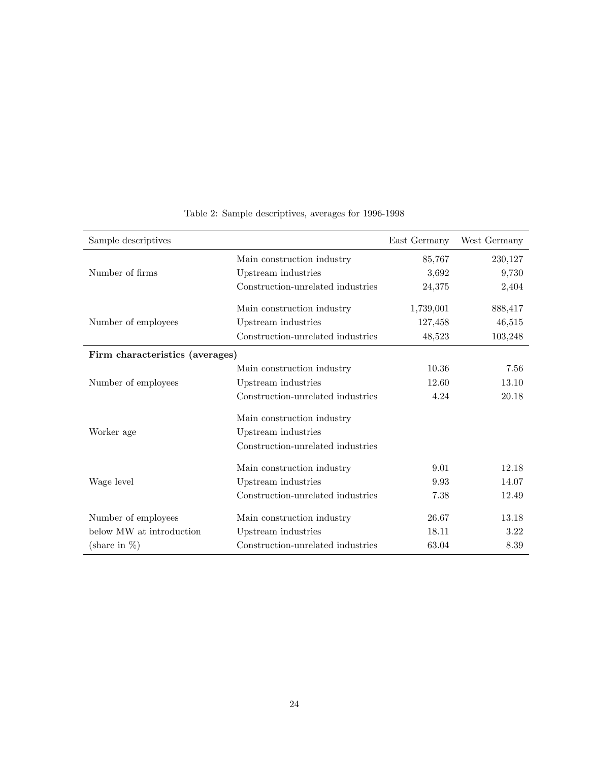Table 2: Sample descriptives, averages for 1996-1998

| Sample descriptives | | East Germany | West Germany |
|---|---|---|---|
| Number of firms | Main construction industry | 85,767 | 230,127 |
| | Upstream industries | 3,692 | 9,730 |
| | Construction-unrelated industries | 24,375 | 2,404 |
| Number of employees | Main construction industry | 1,739,001 | 888,417 |
| | Upstream industries | 127,458 | 46,515 |
| | Construction-unrelated industries | 48,523 | 103,248 |
| **Firm characteristics (averages)** | | | |
| Number of employees | Main construction industry | 10.36 | 7.56 |
| | Upstream industries | 12.60 | 13.10 |
| | Construction-unrelated industries | 4.24 | 20.18 |
| Worker age | Main construction industry | | |
| | Upstream industries | | |
| | Construction-unrelated industries | | |
| Wage level | Main construction industry | 9.01 | 12.18 |
| | Upstream industries | 9.93 | 14.07 |
| | Construction-unrelated industries | 7.38 | 12.49 |
| Number of employees below MW at introduction (share in %) | Main construction industry | 26.67 | 13.18 |
| | Upstream industries | 18.11 | 3.22 |
| | Construction-unrelated industries | 63.04 | 8.39 |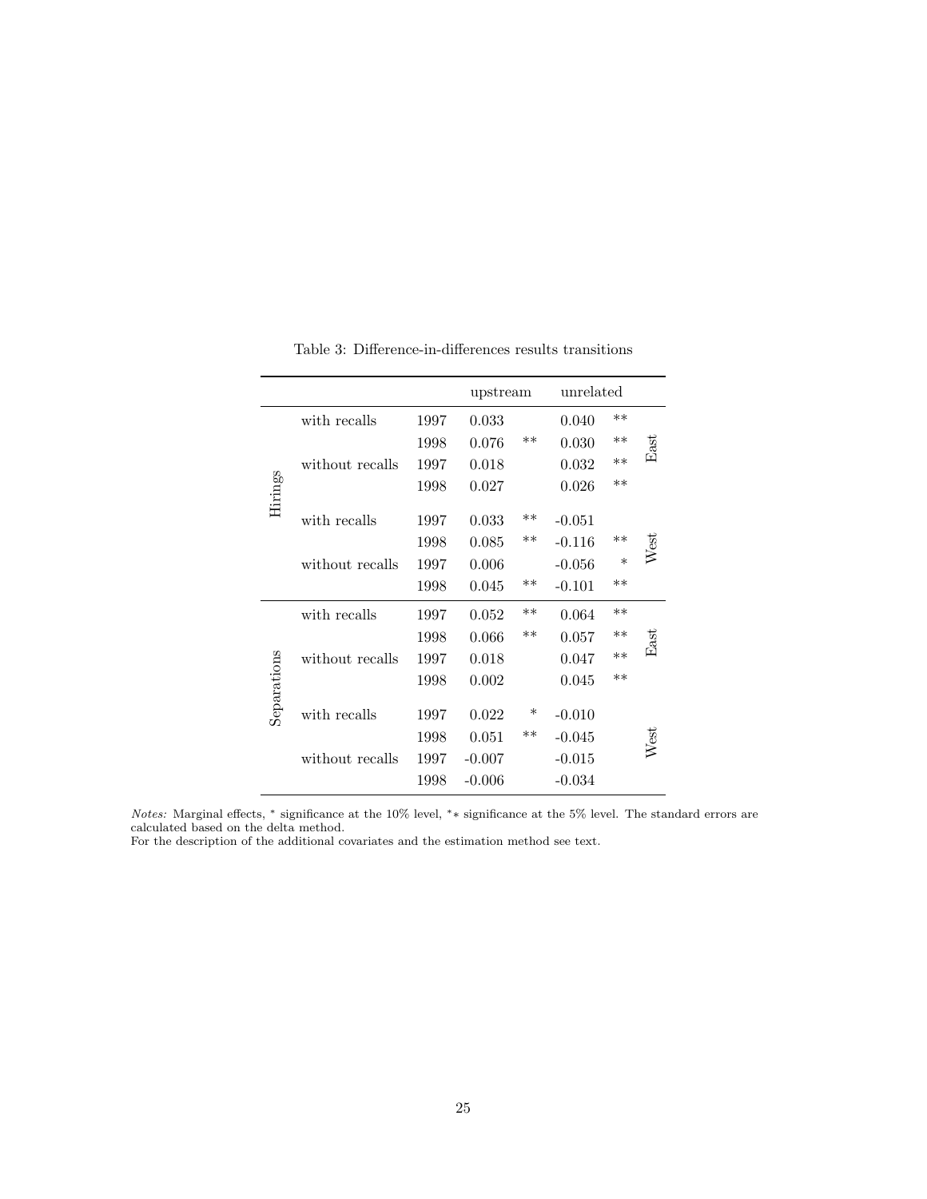Table 3: Difference-in-differences results transitions

| | | | upstream | | unrelated | | |
|---|---|---|---|---|---|---|---|
| Hirings | with recalls | 1997 | 0.033 | | 0.040 | ** | East |
| | | 1998 | 0.076 | ** | 0.030 | ** | |
| | without recalls | 1997 | 0.018 | | 0.032 | ** | |
| | | 1998 | 0.027 | | 0.026 | ** | |
| | with recalls | 1997 | 0.033 | ** | -0.051 | | West |
| | | 1998 | 0.085 | ** | -0.116 | ** | |
| | without recalls | 1997 | 0.006 | | -0.056 | * | |
| | | 1998 | 0.045 | ** | -0.101 | ** | |
| Separations | with recalls | 1997 | 0.052 | ** | 0.064 | ** | East |
| | | 1998 | 0.066 | ** | 0.057 | ** | |
| | without recalls | 1997 | 0.018 | | 0.047 | ** | |
| | | 1998 | 0.002 | | 0.045 | ** | |
| | with recalls | 1997 | 0.022 | * | -0.010 | | West |
| | | 1998 | 0.051 | ** | -0.045 | | |
| | without recalls | 1997 | -0.007 | | -0.015 | | |
| | | 1998 | -0.006 | | -0.034 | | |

*Notes:* Marginal effects, * significance at the 10% level, ** significance at the 5% level. The standard errors are calculated based on the delta method.
For the description of the additional covariates and the estimation method see text.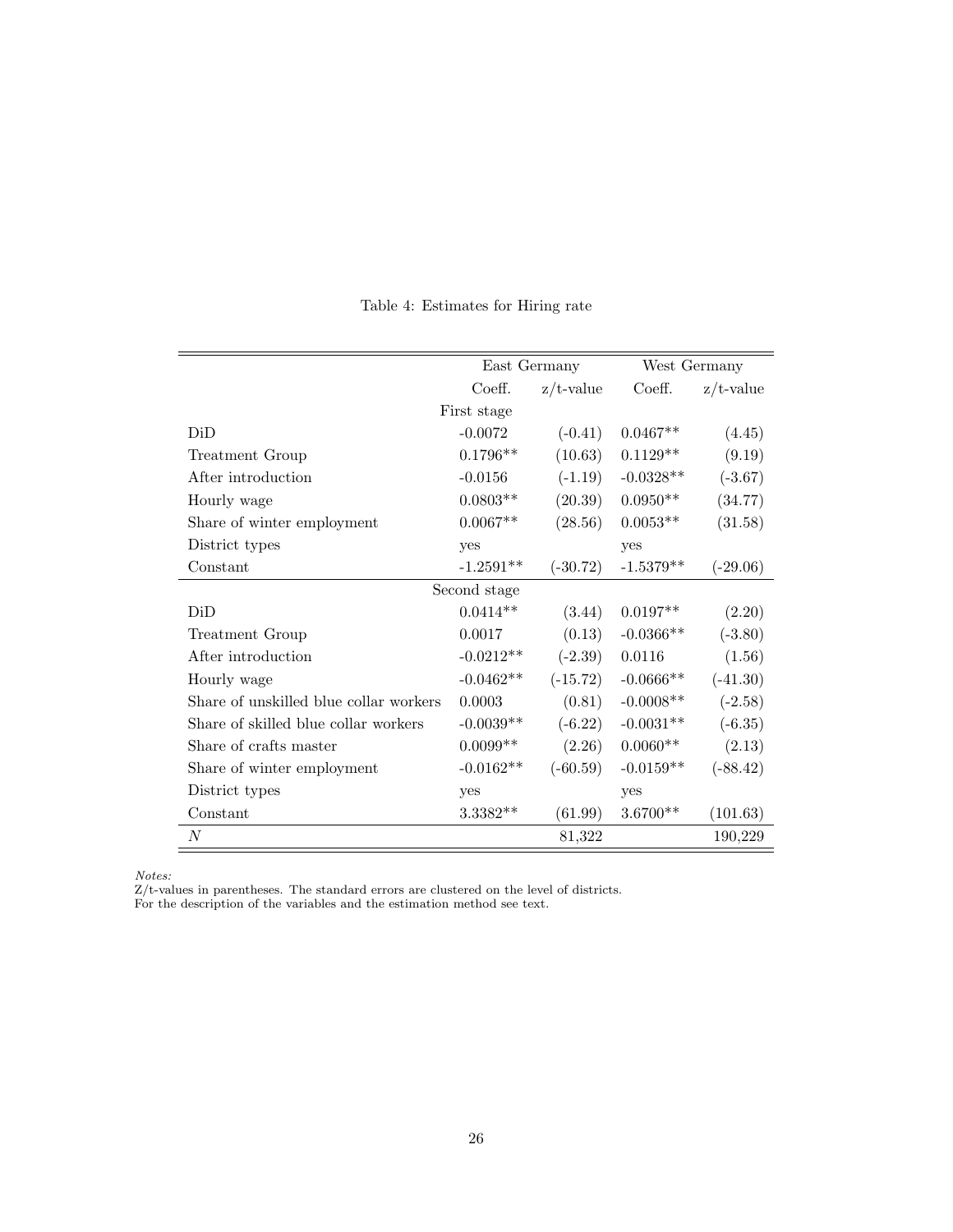Table 4: Estimates for Hiring rate

| | East Germany | | West Germany | |
|---|---|---|---|---|
| | Coeff. | z/t-value | Coeff. | z/t-value |
| | First stage | | | |
| DiD | -0.0072 | (-0.41) | 0.0467** | (4.45) |
| Treatment Group | 0.1796** | (10.63) | 0.1129** | (9.19) |
| After introduction | -0.0156 | (-1.19) | -0.0328** | (-3.67) |
| Hourly wage | 0.0803** | (20.39) | 0.0950** | (34.77) |
| Share of winter employment | 0.0067** | (28.56) | 0.0053** | (31.58) |
| District types | yes | | yes | |
| Constant | -1.2591** | (-30.72) | -1.5379** | (-29.06) |
| | Second stage | | | |
| DiD | 0.0414** | (3.44) | 0.0197** | (2.20) |
| Treatment Group | 0.0017 | (0.13) | -0.0366** | (-3.80) |
| After introduction | -0.0212** | (-2.39) | 0.0116 | (1.56) |
| Hourly wage | -0.0462** | (-15.72) | -0.0666** | (-41.30) |
| Share of unskilled blue collar workers | 0.0003 | (0.81) | -0.0008** | (-2.58) |
| Share of skilled blue collar workers | -0.0039** | (-6.22) | -0.0031** | (-6.35) |
| Share of crafts master | 0.0099** | (2.26) | 0.0060** | (2.13) |
| Share of winter employment | -0.0162** | (-60.59) | -0.0159** | (-88.42) |
| District types | yes | | yes | |
| Constant | 3.3382** | (61.99) | 3.6700** | (101.63) |
| $N$ | | 81,322 | | 190,229 |

*Notes:*
Z/t-values in parentheses. The standard errors are clustered on the level of districts.
For the description of the variables and the estimation method see text.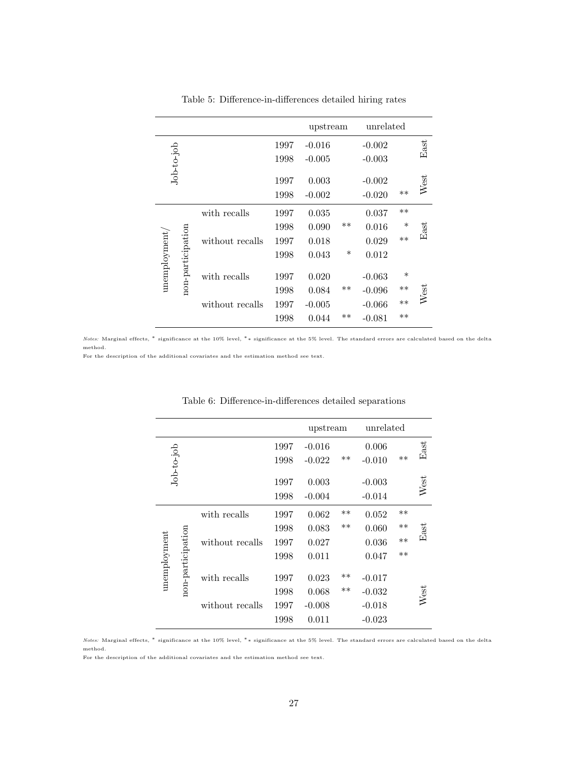Table 5: Difference-in-differences detailed hiring rates

| | | | upstream | | unrelated | | |
|---|---|---|---|---|---|---|---|
| Job-to-job | | 1997 | -0.016 | | -0.002 | | East |
| | | 1998 | -0.005 | | -0.003 | | |
| | | 1997 | 0.003 | | -0.002 | | West |
| | | 1998 | -0.002 | | -0.020 | ** | |
| unemployment/ non-participation | with recalls | 1997 | 0.035 | | 0.037 | ** | East |
| | | 1998 | 0.090 | ** | 0.016 | * | |
| | without recalls | 1997 | 0.018 | | 0.029 | ** | |
| | | 1998 | 0.043 | * | 0.012 | | |
| | with recalls | 1997 | 0.020 | | -0.063 | * | West |
| | | 1998 | 0.084 | ** | -0.096 | ** | |
| | without recalls | 1997 | -0.005 | | -0.066 | ** | |
| | | 1998 | 0.044 | ** | -0.081 | ** | |

*Notes:* Marginal effects, * significance at the 10% level, ** significance at the 5% level. The standard errors are calculated based on the delta method.
For the description of the additional covariates and the estimation method see text.

Table 6: Difference-in-differences detailed separations

| | | | upstream | | unrelated | | |
|---|---|---|---|---|---|---|---|
| Job-to-job | | 1997 | -0.016 | | 0.006 | | East |
| | | 1998 | -0.022 | ** | -0.010 | ** | |
| | | 1997 | 0.003 | | -0.003 | | West |
| | | 1998 | -0.004 | | -0.014 | | |
| unemployment non-participation | with recalls | 1997 | 0.062 | ** | 0.052 | ** | East |
| | | 1998 | 0.083 | ** | 0.060 | ** | |
| | without recalls | 1997 | 0.027 | | 0.036 | ** | |
| | | 1998 | 0.011 | | 0.047 | ** | |
| | with recalls | 1997 | 0.023 | ** | -0.017 | | West |
| | | 1998 | 0.068 | ** | -0.032 | | |
| | without recalls | 1997 | -0.008 | | -0.018 | | |
| | | 1998 | 0.011 | | -0.023 | | |

*Notes:* Marginal effects, * significance at the 10% level, ** significance at the 5% level. The standard errors are calculated based on the delta method.
For the description of the additional covariates and the estimation method see text.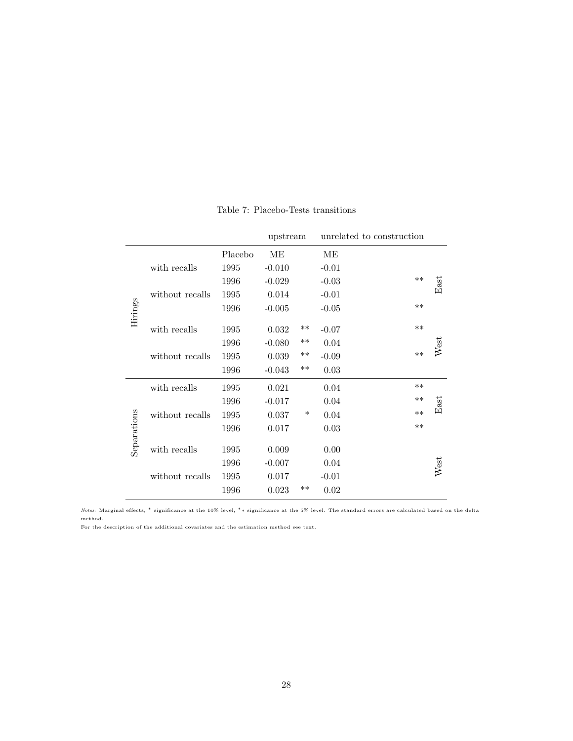Table 7: Placebo-Tests transitions

| | | | upstream | | unrelated to construction | | |
|---|---|---|---|---|---|---|---|
| | | Placebo | ME | | ME | | |
| Hirings | with recalls | 1995 | -0.010 | | -0.01 | | East |
| | | 1996 | -0.029 | | -0.03 | ** | |
| | without recalls | 1995 | 0.014 | | -0.01 | | |
| | | 1996 | -0.005 | | -0.05 | ** | |
| | with recalls | 1995 | 0.032 | ** | -0.07 | ** | West |
| | | 1996 | -0.080 | ** | 0.04 | | |
| | without recalls | 1995 | 0.039 | ** | -0.09 | ** | |
| | | 1996 | -0.043 | ** | 0.03 | | |
| Separations | with recalls | 1995 | 0.021 | | 0.04 | ** | East |
| | | 1996 | -0.017 | | 0.04 | ** | |
| | without recalls | 1995 | 0.037 | * | 0.04 | ** | |
| | | 1996 | 0.017 | | 0.03 | ** | |
| | with recalls | 1995 | 0.009 | | 0.00 | | West |
| | | 1996 | -0.007 | | 0.04 | | |
| | without recalls | 1995 | 0.017 | | -0.01 | | |
| | | 1996 | 0.023 | ** | 0.02 | | |

*Notes:* Marginal effects, * significance at the 10% level, ** significance at the 5% level. The standard errors are calculated based on the delta method.
For the description of the additional covariates and the estimation method see text.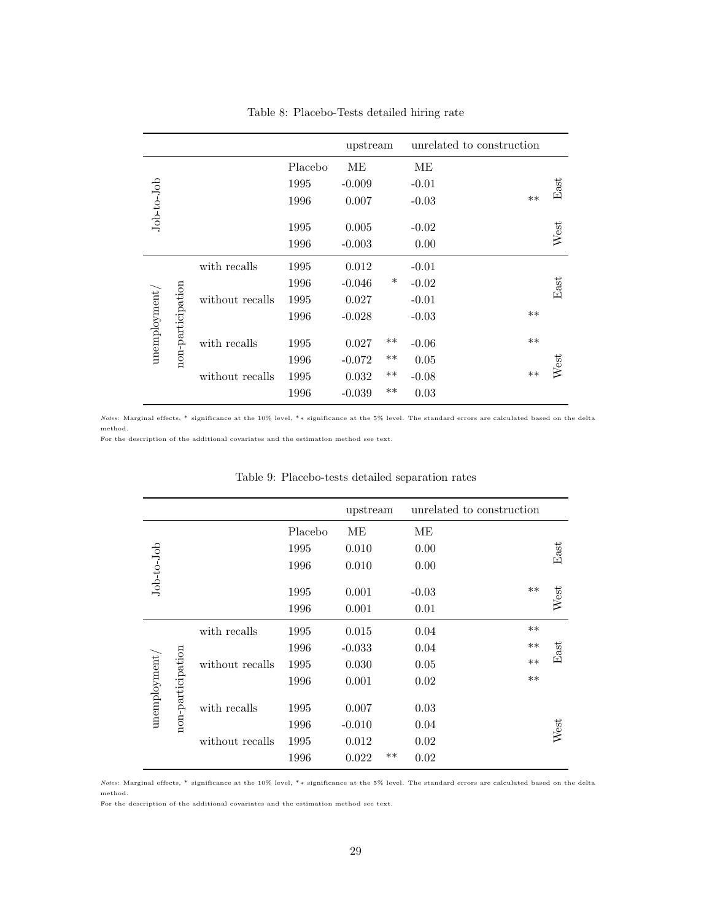Table 8: Placebo-Tests detailed hiring rate

| | | | upstream | | unrelated to construction | | |
|---|---|---|---|---|---|---|---|
| | | Placebo | ME | | ME | | |
| Job-to-Job | | 1995 | -0.009 | | -0.01 | | East |
| | | 1996 | 0.007 | | -0.03 | ** | East |
| | | 1995 | 0.005 | | -0.02 | | West |
| | | 1996 | -0.003 | | 0.00 | | West |
| unemployment/ non-participation | with recalls | 1995 | 0.012 | | -0.01 | | East |
| | | 1996 | -0.046 | * | -0.02 | | East |
| | without recalls | 1995 | 0.027 | | -0.01 | | East |
| | | 1996 | -0.028 | | -0.03 | ** | East |
| | with recalls | 1995 | 0.027 | ** | -0.06 | ** | West |
| | | 1996 | -0.072 | ** | 0.05 | | West |
| | without recalls | 1995 | 0.032 | ** | -0.08 | ** | West |
| | | 1996 | -0.039 | ** | 0.03 | | West |

*Notes:* Marginal effects, * significance at the 10% level, ** significance at the 5% level. The standard errors are calculated based on the delta method.
For the description of the additional covariates and the estimation method see text.

Table 9: Placebo-tests detailed separation rates

| | | | upstream | | unrelated to construction | | |
|---|---|---|---|---|---|---|---|
| | | Placebo | ME | | ME | | |
| Job-to-Job | | 1995 | 0.010 | | 0.00 | | East |
| | | 1996 | 0.010 | | 0.00 | | East |
| | | 1995 | 0.001 | | -0.03 | ** | West |
| | | 1996 | 0.001 | | 0.01 | | West |
| unemployment/ non-participation | with recalls | 1995 | 0.015 | | 0.04 | ** | East |
| | | 1996 | -0.033 | | 0.04 | ** | East |
| | without recalls | 1995 | 0.030 | | 0.05 | ** | East |
| | | 1996 | 0.001 | | 0.02 | ** | East |
| | with recalls | 1995 | 0.007 | | 0.03 | | West |
| | | 1996 | -0.010 | | 0.04 | | West |
| | without recalls | 1995 | 0.012 | | 0.02 | | West |
| | | 1996 | 0.022 | ** | 0.02 | | West |

*Notes:* Marginal effects, * significance at the 10% level, ** significance at the 5% level. The standard errors are calculated based on the delta method.
For the description of the additional covariates and the estimation method see text.